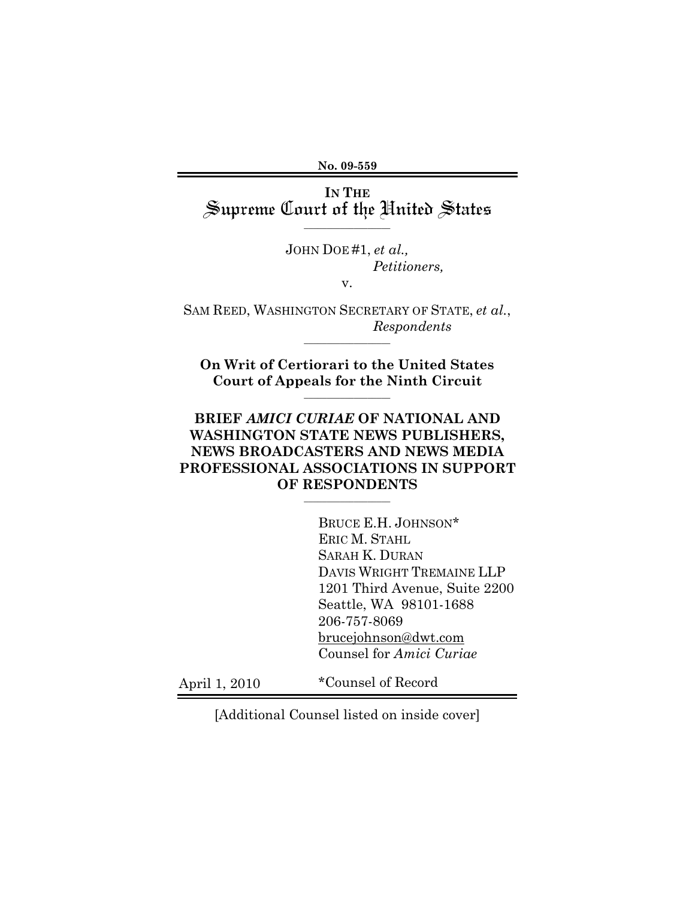No. 09-559

IN THE
# Supreme Court of the United States

---

JOHN DOE #1, *et al.*,
*Petitioners,*

v.

SAM REED, WASHINGTON SECRETARY OF STATE, *et al.*,
*Respondents*

---

**On Writ of Certiorari to the United States Court of Appeals for the Ninth Circuit**

---

**BRIEF *AMICI CURIAE* OF NATIONAL AND WASHINGTON STATE NEWS PUBLISHERS, NEWS BROADCASTERS AND NEWS MEDIA PROFESSIONAL ASSOCIATIONS IN SUPPORT OF RESPONDENTS**

---

BRUCE E.H. JOHNSON*
ERIC M. STAHL
SARAH K. DURAN
DAVIS WRIGHT TREMAINE LLP
1201 Third Avenue, Suite 2200
Seattle, WA 98101-1688
206-757-8069
brucejohnson@dwt.com
Counsel for *Amici Curiae*

April 1, 2010

*Counsel of Record

[Additional Counsel listed on inside cover]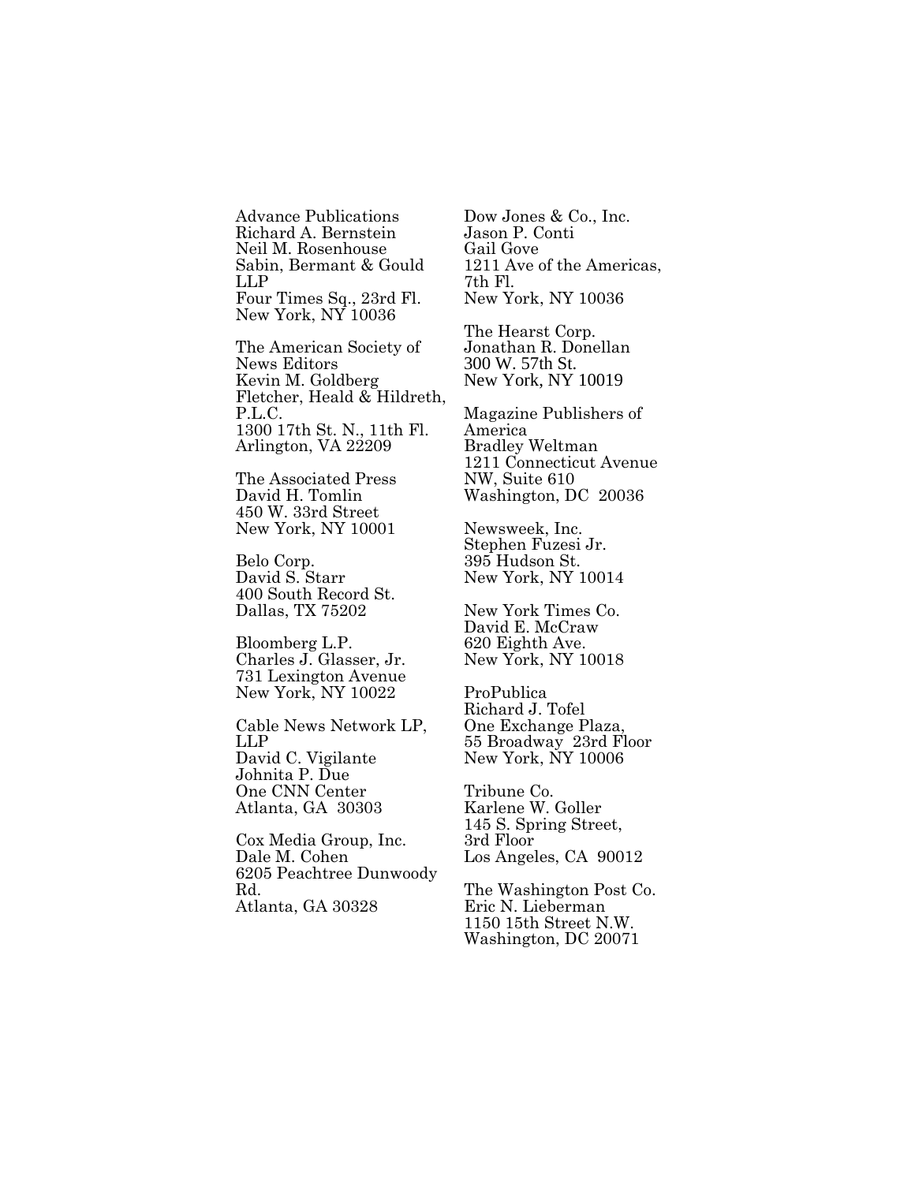Advance Publications  
Richard A. Bernstein  
Neil M. Rosenhouse  
Sabin, Bermant & Gould LLP  
Four Times Sq., 23rd Fl.  
New York, NY 10036

The American Society of News Editors  
Kevin M. Goldberg  
Fletcher, Heald & Hildreth, P.L.C.  
1300 17th St. N., 11th Fl.  
Arlington, VA 22209

The Associated Press  
David H. Tomlin  
450 W. 33rd Street  
New York, NY 10001

Belo Corp.  
David S. Starr  
400 South Record St.  
Dallas, TX 75202

Bloomberg L.P.  
Charles J. Glasser, Jr.  
731 Lexington Avenue  
New York, NY 10022

Cable News Network LP, LLP  
David C. Vigilante  
Johnita P. Due  
One CNN Center  
Atlanta, GA 30303

Cox Media Group, Inc.  
Dale M. Cohen  
6205 Peachtree Dunwoody Rd.  
Atlanta, GA 30328

Dow Jones & Co., Inc.  
Jason P. Conti  
Gail Gove  
1211 Ave of the Americas, 7th Fl.  
New York, NY 10036

The Hearst Corp.  
Jonathan R. Donellan  
300 W. 57th St.  
New York, NY 10019

Magazine Publishers of America  
Bradley Weltman  
1211 Connecticut Avenue NW, Suite 610  
Washington, DC 20036

Newsweek, Inc.  
Stephen Fuzesi Jr.  
395 Hudson St.  
New York, NY 10014

New York Times Co.  
David E. McCraw  
620 Eighth Ave.  
New York, NY 10018

ProPublica  
Richard J. Tofel  
One Exchange Plaza,  
55 Broadway 23rd Floor  
New York, NY 10006

Tribune Co.  
Karlene W. Goller  
145 S. Spring Street, 3rd Floor  
Los Angeles, CA 90012

The Washington Post Co.  
Eric N. Lieberman  
1150 15th Street N.W.  
Washington, DC 20071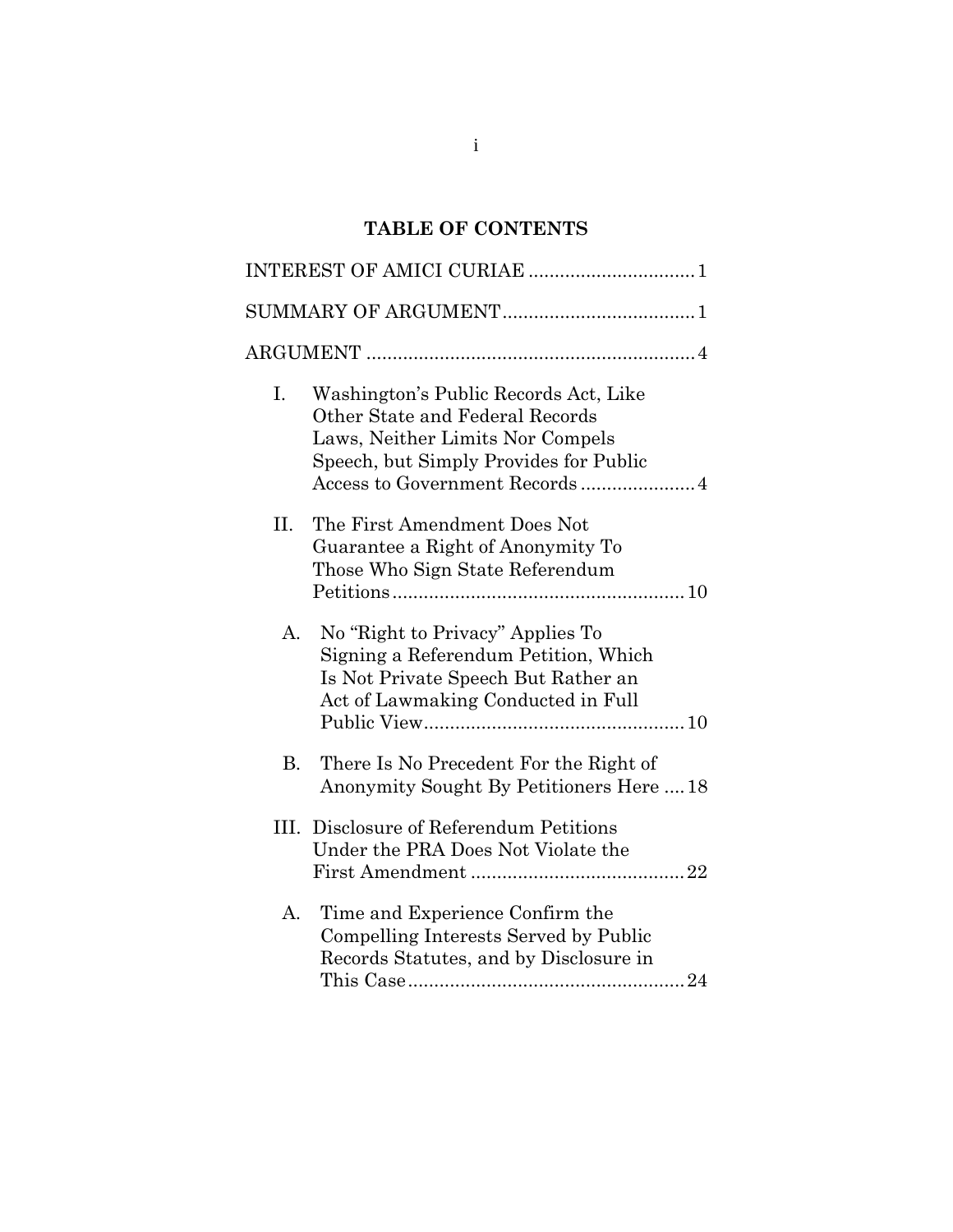## TABLE OF CONTENTS

INTEREST OF AMICI CURIAE ............................... 1

SUMMARY OF ARGUMENT.................................... 1

ARGUMENT ............................................................. 4

I. Washington's Public Records Act, Like Other State and Federal Records Laws, Neither Limits Nor Compels Speech, but Simply Provides for Public Access to Government Records ..................... 4

II. The First Amendment Does Not Guarantee a Right of Anonymity To Those Who Sign State Referendum Petitions ....................................................... 10

  A. No "Right to Privacy" Applies To Signing a Referendum Petition, Which Is Not Private Speech But Rather an Act of Lawmaking Conducted in Full Public View................................................. 10

  B. There Is No Precedent For the Right of Anonymity Sought By Petitioners Here .... 18

III. Disclosure of Referendum Petitions Under the PRA Does Not Violate the First Amendment ........................................ 22

  A. Time and Experience Confirm the Compelling Interests Served by Public Records Statutes, and by Disclosure in This Case .................................................... 24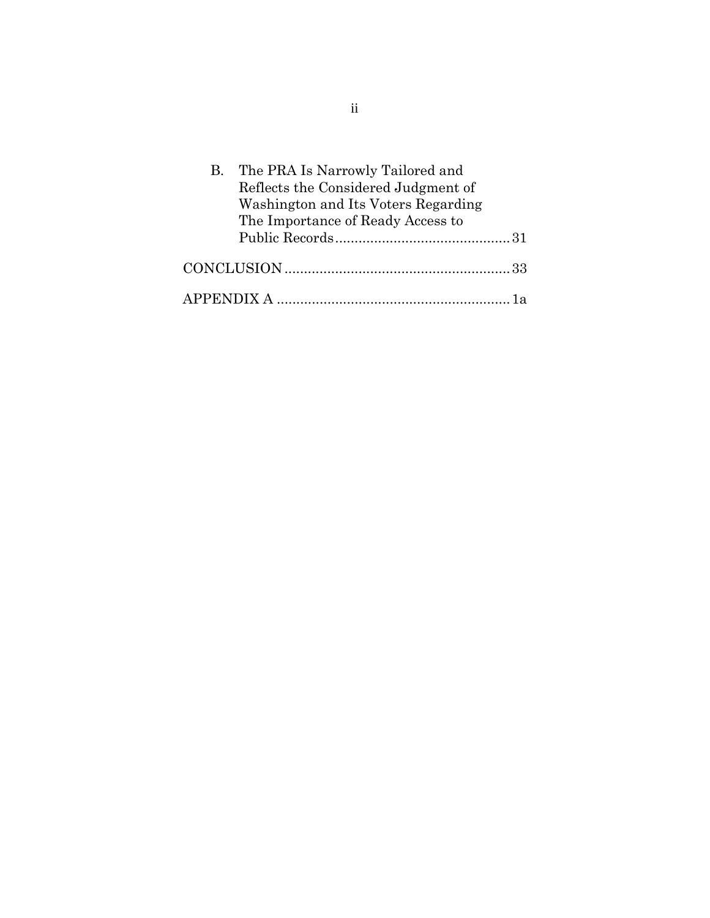B. The PRA Is Narrowly Tailored and Reflects the Considered Judgment of Washington and Its Voters Regarding The Importance of Ready Access to Public Records ............................................ 31

CONCLUSION ......................................................... 33

APPENDIX A ........................................................... 1a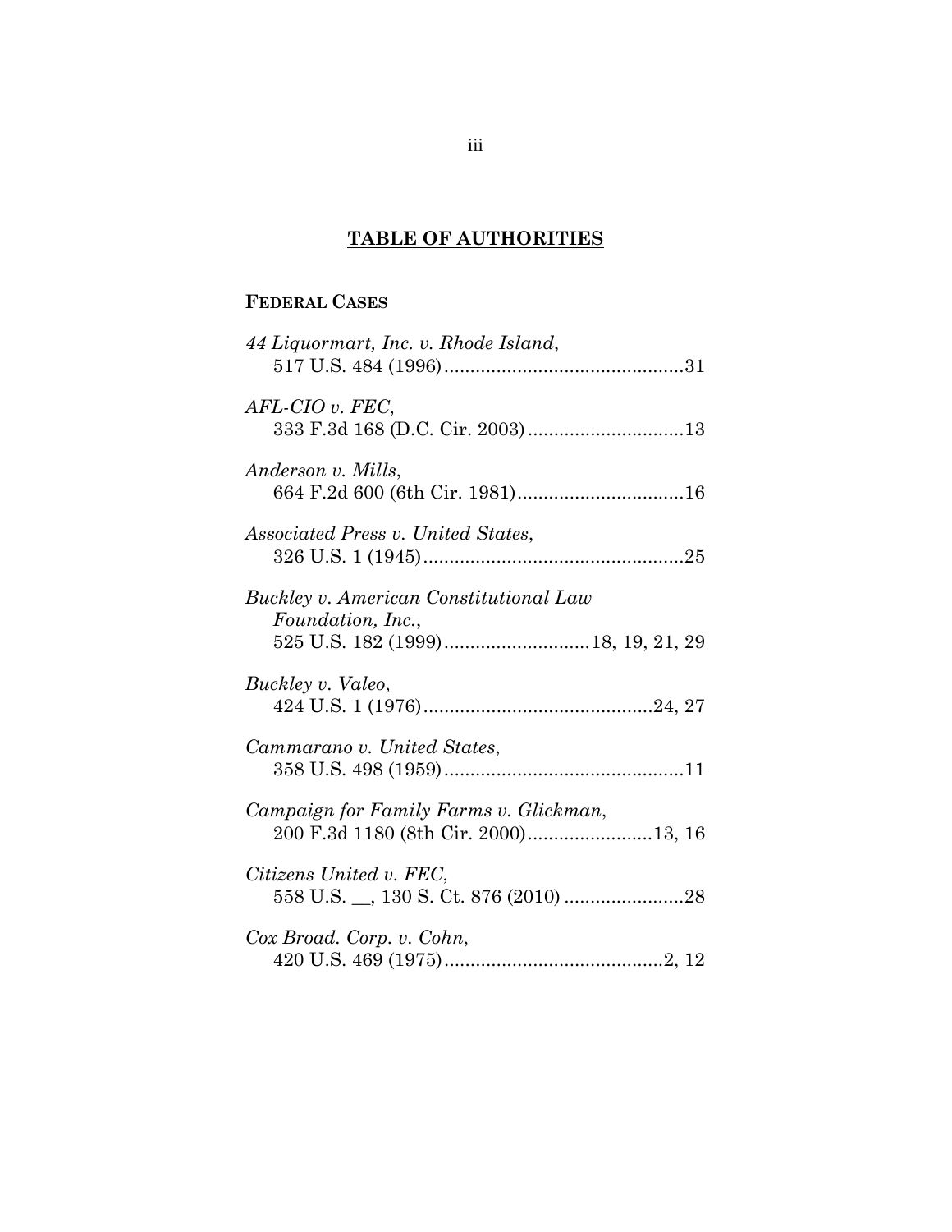## TABLE OF AUTHORITIES

### FEDERAL CASES

*44 Liquormart, Inc. v. Rhode Island*,
517 U.S. 484 (1996)..............................................31

*AFL-CIO v. FEC*,
333 F.3d 168 (D.C. Cir. 2003)..............................13

*Anderson v. Mills*,
664 F.2d 600 (6th Cir. 1981)................................16

*Associated Press v. United States*,
326 U.S. 1 (1945)..................................................25

*Buckley v. American Constitutional Law Foundation, Inc.*,
525 U.S. 182 (1999)............................18, 19, 21, 29

*Buckley v. Valeo*,
424 U.S. 1 (1976)............................................24, 27

*Cammarano v. United States*,
358 U.S. 498 (1959)..............................................11

*Campaign for Family Farms v. Glickman*,
200 F.3d 1180 (8th Cir. 2000)........................13, 16

*Citizens United v. FEC*,
558 U.S. __, 130 S. Ct. 876 (2010) .......................28

*Cox Broad. Corp. v. Cohn*,
420 U.S. 469 (1975)..........................................2, 12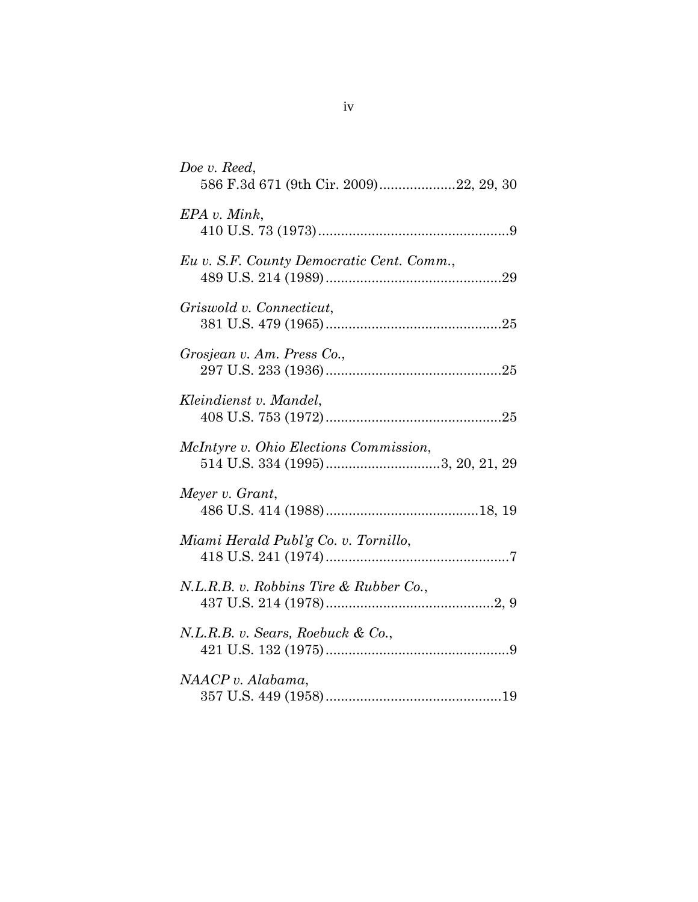*Doe v. Reed*,
586 F.3d 671 (9th Cir. 2009)....................22, 29, 30

*EPA v. Mink*,
410 U.S. 73 (1973)..................................................9

*Eu v. S.F. County Democratic Cent. Comm.*,
489 U.S. 214 (1989)..............................................29

*Griswold v. Connecticut*,
381 U.S. 479 (1965)..............................................25

*Grosjean v. Am. Press Co.*,
297 U.S. 233 (1936)..............................................25

*Kleindienst v. Mandel*,
408 U.S. 753 (1972)..............................................25

*McIntyre v. Ohio Elections Commission*,
514 U.S. 334 (1995)..............................3, 20, 21, 29

*Meyer v. Grant*,
486 U.S. 414 (1988)........................................18, 19

*Miami Herald Publ'g Co. v. Tornillo*,
418 U.S. 241 (1974)................................................7

*N.L.R.B. v. Robbins Tire & Rubber Co.*,
437 U.S. 214 (1978)............................................2, 9

*N.L.R.B. v. Sears, Roebuck & Co.*,
421 U.S. 132 (1975)................................................9

*NAACP v. Alabama*,
357 U.S. 449 (1958)..............................................19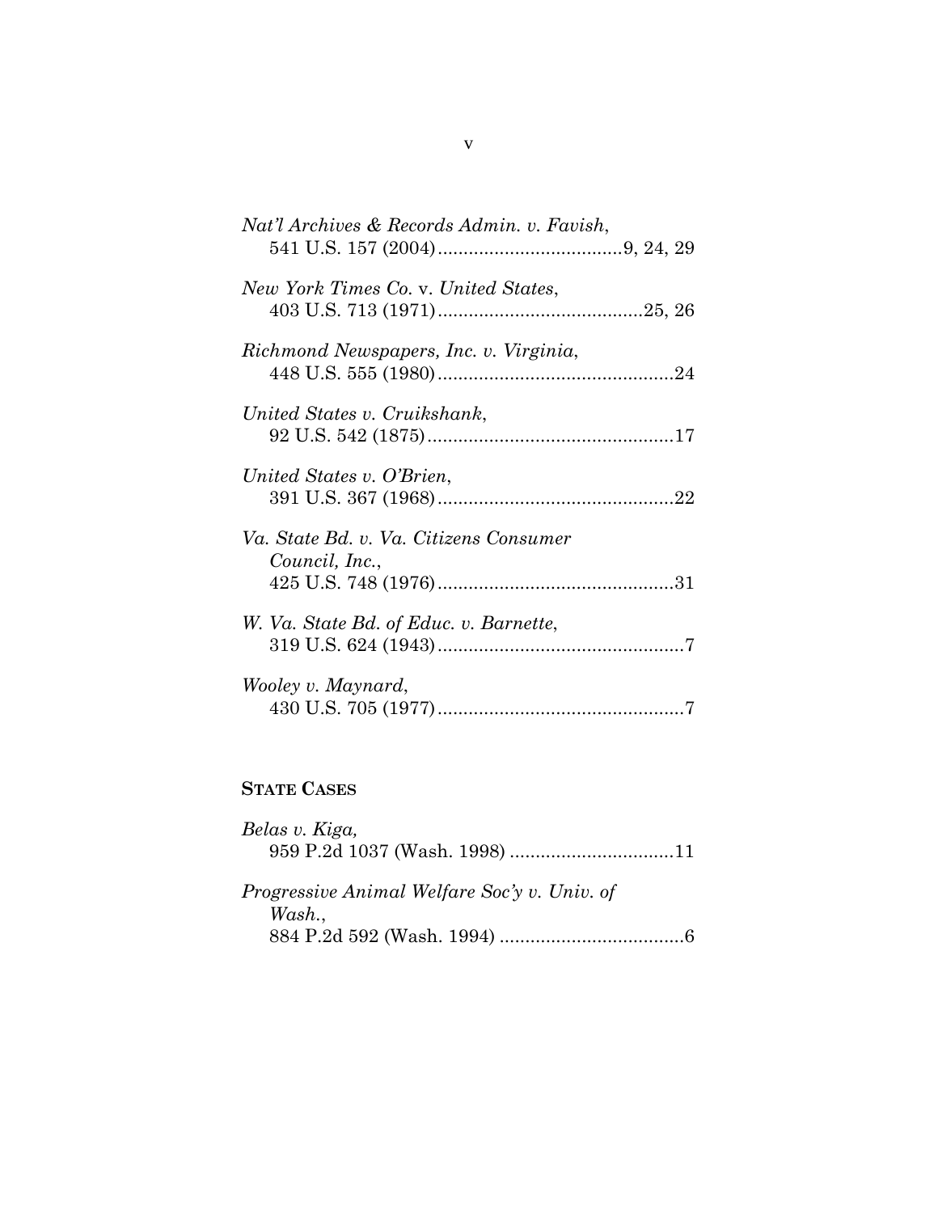*Nat'l Archives & Records Admin. v. Favish*,
541 U.S. 157 (2004)....................................9, 24, 29

*New York Times Co.* v. *United States*,
403 U.S. 713 (1971)........................................25, 26

*Richmond Newspapers, Inc. v. Virginia*,
448 U.S. 555 (1980)..............................................24

*United States v. Cruikshank*,
92 U.S. 542 (1875)................................................17

*United States v. O'Brien*,
391 U.S. 367 (1968)..............................................22

*Va. State Bd. v. Va. Citizens Consumer Council, Inc.*,
425 U.S. 748 (1976)..............................................31

*W. Va. State Bd. of Educ. v. Barnette*,
319 U.S. 624 (1943)................................................7

*Wooley v. Maynard*,
430 U.S. 705 (1977)................................................7

**STATE CASES**

*Belas v. Kiga,*
959 P.2d 1037 (Wash. 1998) ................................11

*Progressive Animal Welfare Soc'y v. Univ. of Wash.*,
884 P.2d 592 (Wash. 1994) ....................................6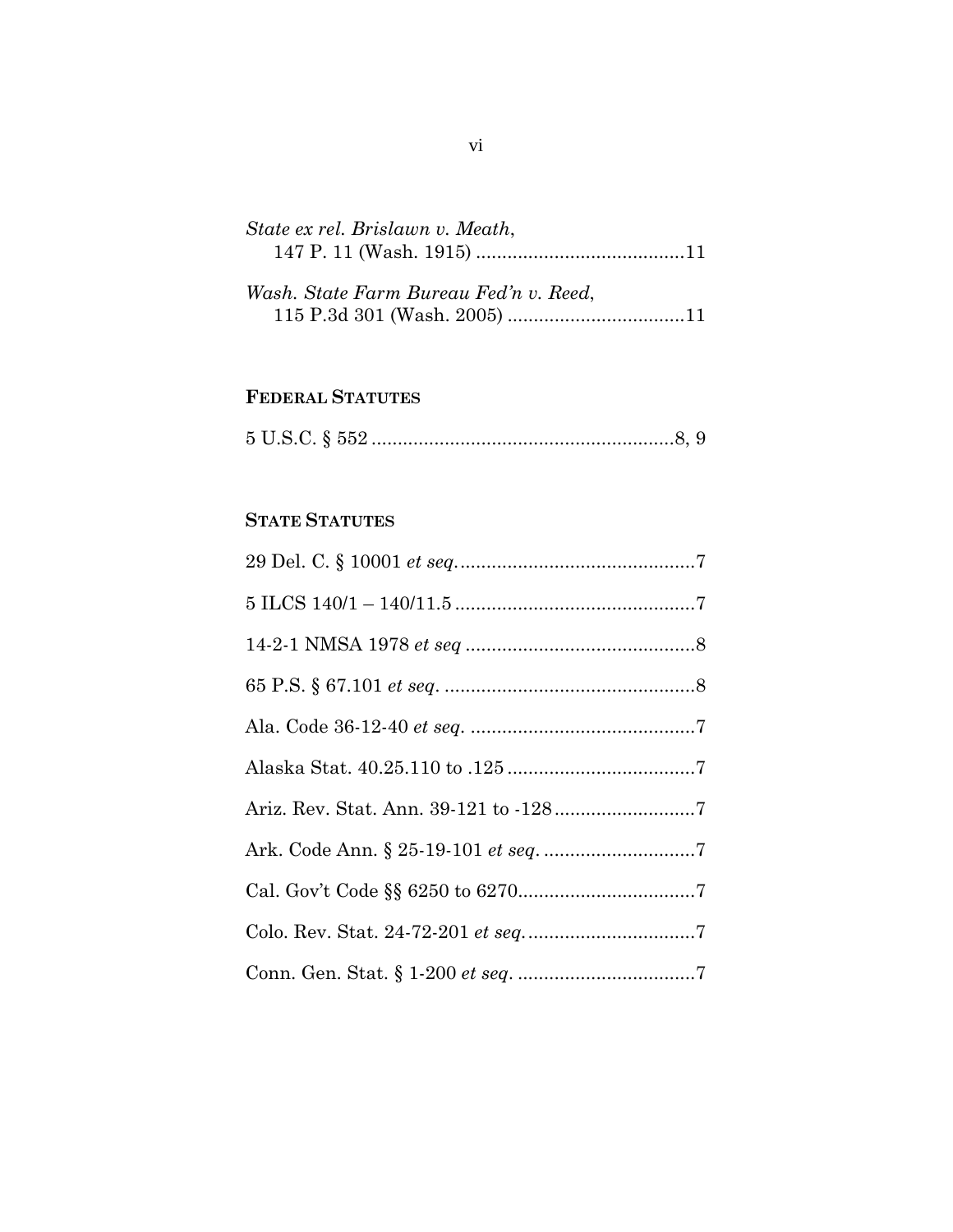*State ex rel. Brislawn v. Meath*,
147 P. 11 (Wash. 1915) ........................................11

*Wash. State Farm Bureau Fed'n v. Reed*,
115 P.3d 301 (Wash. 2005) ..................................11

**FEDERAL STATUTES**

5 U.S.C. § 552 ..........................................................8, 9

**STATE STATUTES**

29 Del. C. § 10001 *et seq*..............................................7

5 ILCS 140/1 – 140/11.5 ..............................................7

14-2-1 NMSA 1978 *et seq* ............................................8

65 P.S. § 67.101 *et seq*. ................................................8

Ala. Code 36-12-40 *et seq*. ...........................................7

Alaska Stat. 40.25.110 to .125 ....................................7

Ariz. Rev. Stat. Ann. 39-121 to -128...........................7

Ark. Code Ann. § 25-19-101 *et seq*. .............................7

Cal. Gov't Code §§ 6250 to 6270..................................7

Colo. Rev. Stat. 24-72-201 *et seq*.................................7

Conn. Gen. Stat. § 1-200 *et seq*. ..................................7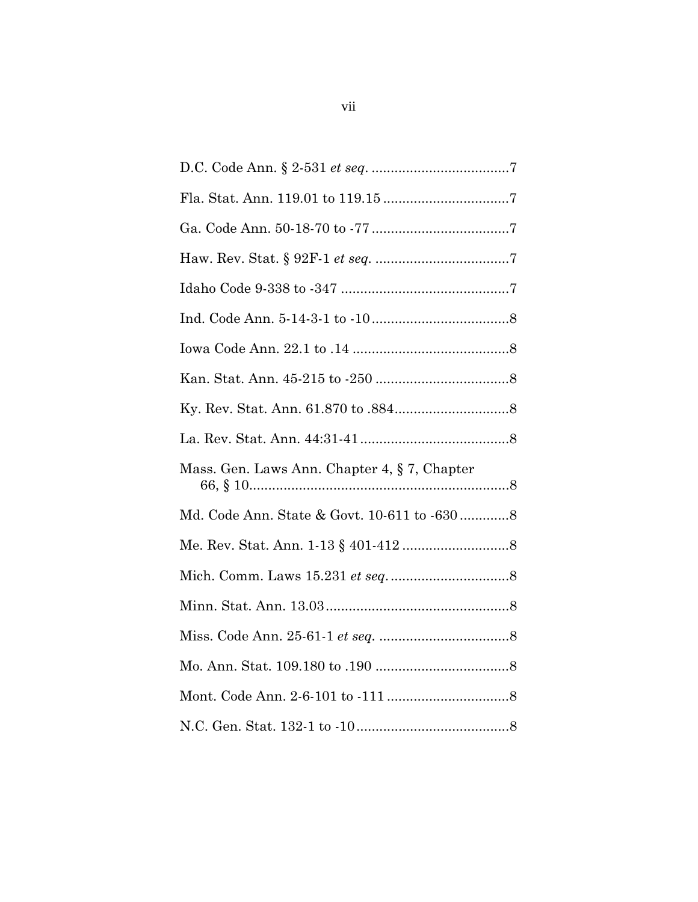D.C. Code Ann. § 2-531 *et seq.* ....................................7

Fla. Stat. Ann. 119.01 to 119.15 .................................7

Ga. Code Ann. 50-18-70 to -77 ....................................7

Haw. Rev. Stat. § 92F-1 *et seq.* ...................................7

Idaho Code 9-338 to -347 ............................................7

Ind. Code Ann. 5-14-3-1 to -10 ....................................8

Iowa Code Ann. 22.1 to .14 .........................................8

Kan. Stat. Ann. 45-215 to -250 ...................................8

Ky. Rev. Stat. Ann. 61.870 to .884..............................8

La. Rev. Stat. Ann. 44:31-41.......................................8

Mass. Gen. Laws Ann. Chapter 4, § 7, Chapter 66, § 10.....................................................................8

Md. Code Ann. State & Govt. 10-611 to -630 .............8

Me. Rev. Stat. Ann. 1-13 § 401-412 ............................8

Mich. Comm. Laws 15.231 *et seq.* ...............................8

Minn. Stat. Ann. 13.03................................................8

Miss. Code Ann. 25-61-1 *et seq.* ..................................8

Mo. Ann. Stat. 109.180 to .190 ...................................8

Mont. Code Ann. 2-6-101 to -111 ................................8

N.C. Gen. Stat. 132-1 to -10........................................8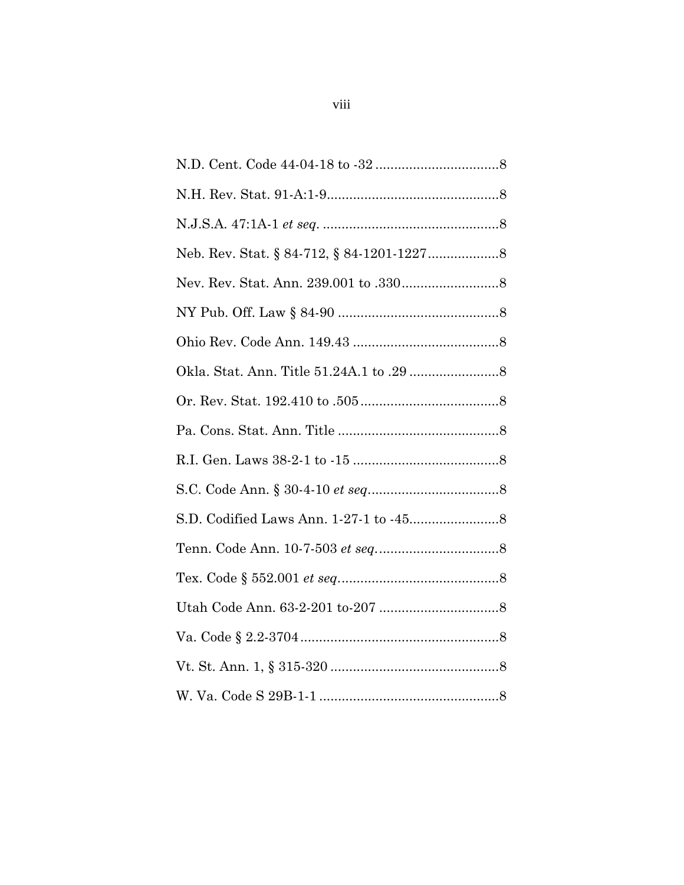N.D. Cent. Code 44-04-18 to -32 ................................8

N.H. Rev. Stat. 91-A:1-9.............................................8

N.J.S.A. 47:1A-1 *et seq.* ...............................................8

Neb. Rev. Stat. § 84-712, § 84-1201-1227..................8

Nev. Rev. Stat. Ann. 239.001 to .330.........................8

NY Pub. Off. Law § 84-90 ...........................................8

Ohio Rev. Code Ann. 149.43 .......................................8

Okla. Stat. Ann. Title 51.24A.1 to .29 ........................8

Or. Rev. Stat. 192.410 to .505.....................................8

Pa. Cons. Stat. Ann. Title ...........................................8

R.I. Gen. Laws 38-2-1 to -15 .......................................8

S.C. Code Ann. § 30-4-10 *et seq*...................................8

S.D. Codified Laws Ann. 1-27-1 to -45........................8

Tenn. Code Ann. 10-7-503 *et seq*.................................8

Tex. Code § 552.001 *et seq*...........................................8

Utah Code Ann. 63-2-201 to-207 ................................8

Va. Code § 2.2-3704.....................................................8

Vt. St. Ann. 1, § 315-320 .............................................8

W. Va. Code S 29B-1-1 ................................................8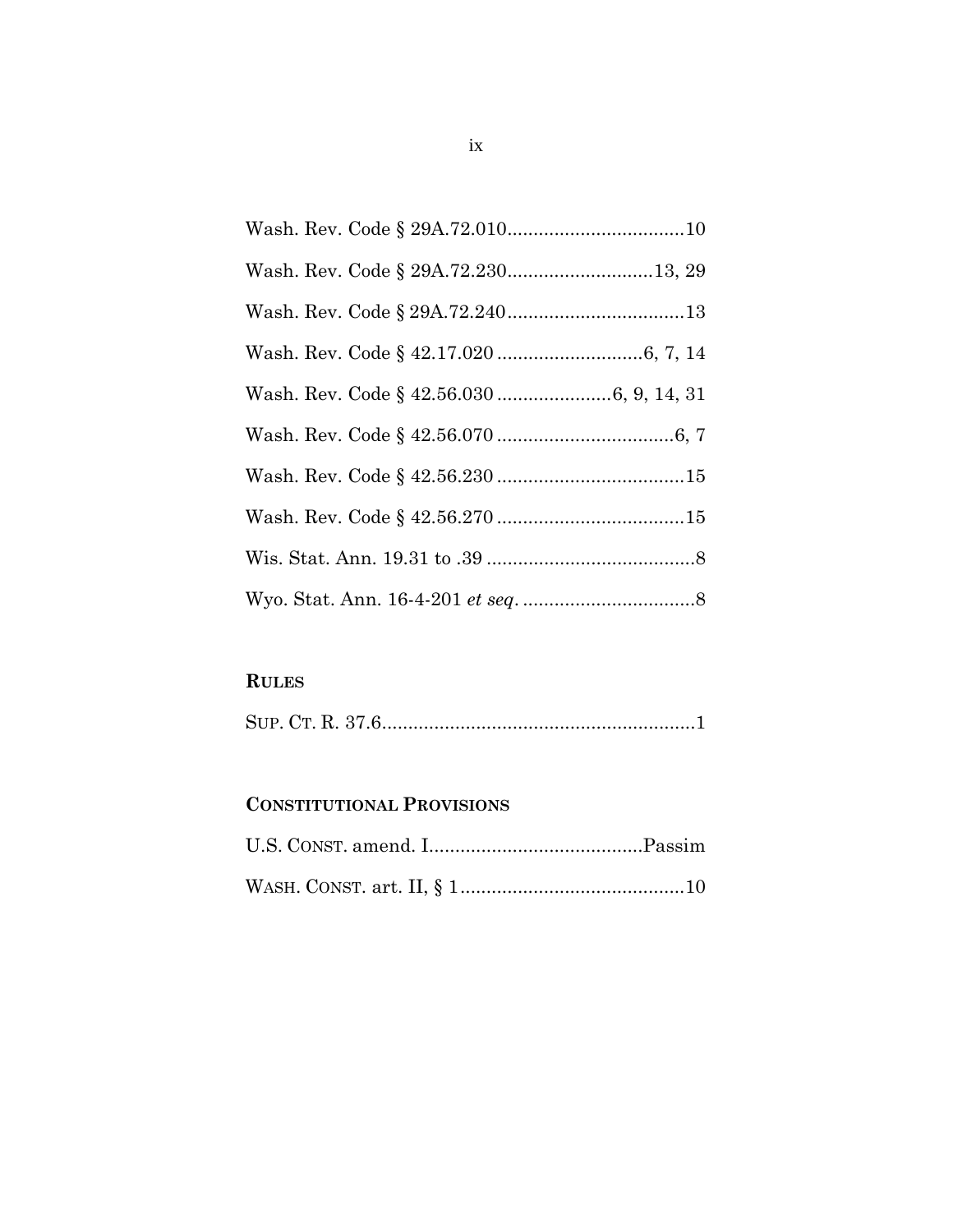Wash. Rev. Code § 29A.72.010..................................10

Wash. Rev. Code § 29A.72.230............................13, 29

Wash. Rev. Code § 29A.72.240..................................13

Wash. Rev. Code § 42.17.020 ............................6, 7, 14

Wash. Rev. Code § 42.56.030 ......................6, 9, 14, 31

Wash. Rev. Code § 42.56.070 ..................................6, 7

Wash. Rev. Code § 42.56.230 ....................................15

Wash. Rev. Code § 42.56.270 ....................................15

Wis. Stat. Ann. 19.31 to .39 ........................................8

Wyo. Stat. Ann. 16-4-201 *et seq*. .................................8

**RULES**

SUP. CT. R. 37.6............................................................1

**CONSTITUTIONAL PROVISIONS**

U.S. CONST. amend. I.........................................Passim

WASH. CONST. art. II, § 1...........................................10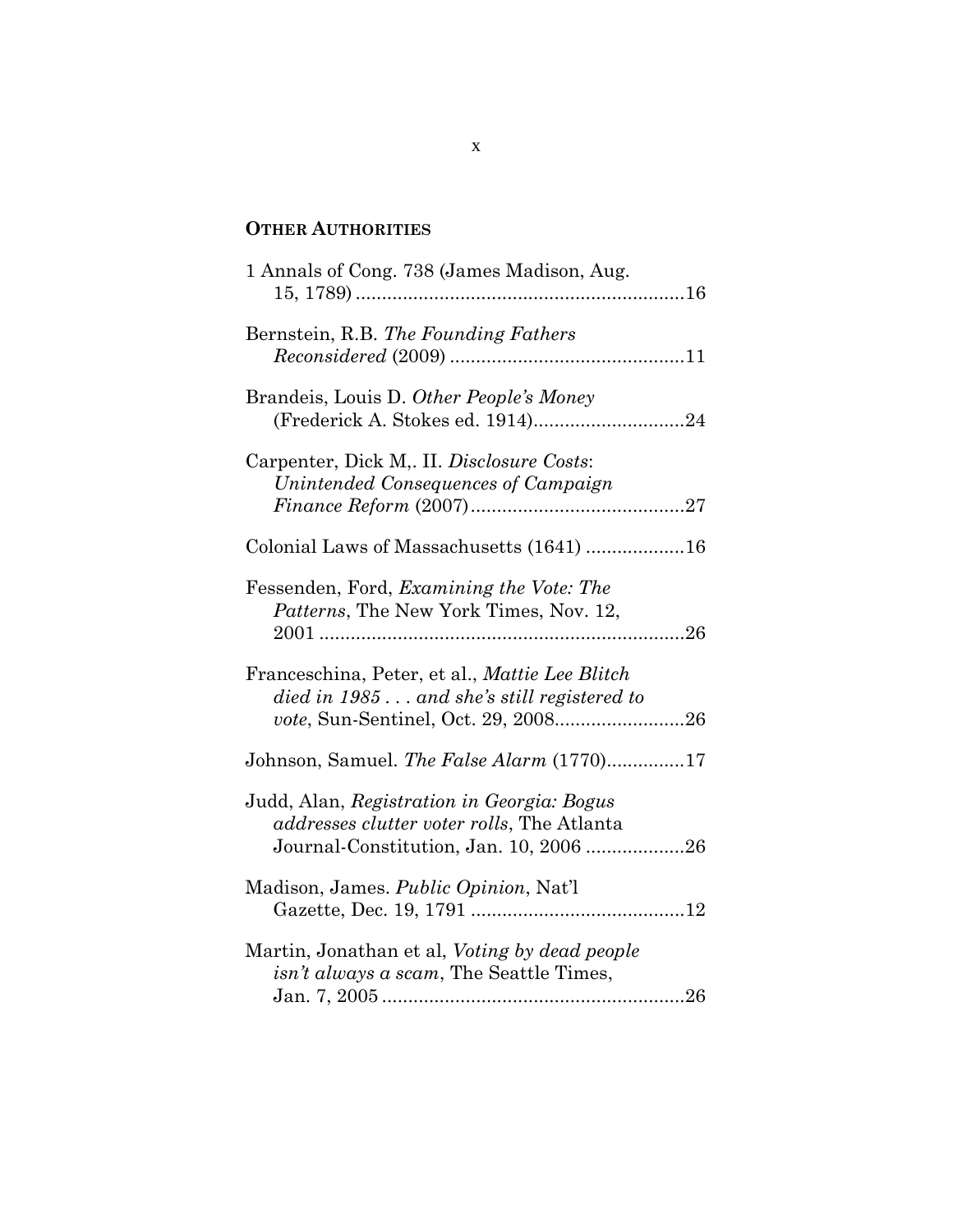**OTHER AUTHORITIES**

1 Annals of Cong. 738 (James Madison, Aug. 15, 1789) ..............................................................16

Bernstein, R.B. *The Founding Fathers Reconsidered* (2009) ............................................11

Brandeis, Louis D. *Other People's Money* (Frederick A. Stokes ed. 1914)............................24

Carpenter, Dick M,. II. *Disclosure Costs*: *Unintended Consequences of Campaign Finance Reform* (2007).........................................27

Colonial Laws of Massachusetts (1641) ...................16

Fessenden, Ford, *Examining the Vote: The Patterns*, The New York Times, Nov. 12, 2001 .....................................................................26

Franceschina, Peter, et al., *Mattie Lee Blitch died in 1985 . . . and she's still registered to vote*, Sun-Sentinel, Oct. 29, 2008.........................26

Johnson, Samuel. *The False Alarm* (1770)...............17

Judd, Alan, *Registration in Georgia: Bogus addresses clutter voter rolls*, The Atlanta Journal-Constitution, Jan. 10, 2006 ...................26

Madison, James. *Public Opinion*, Nat'l Gazette, Dec. 19, 1791 .........................................12

Martin, Jonathan et al, *Voting by dead people isn't always a scam*, The Seattle Times, Jan. 7, 2005 ..........................................................26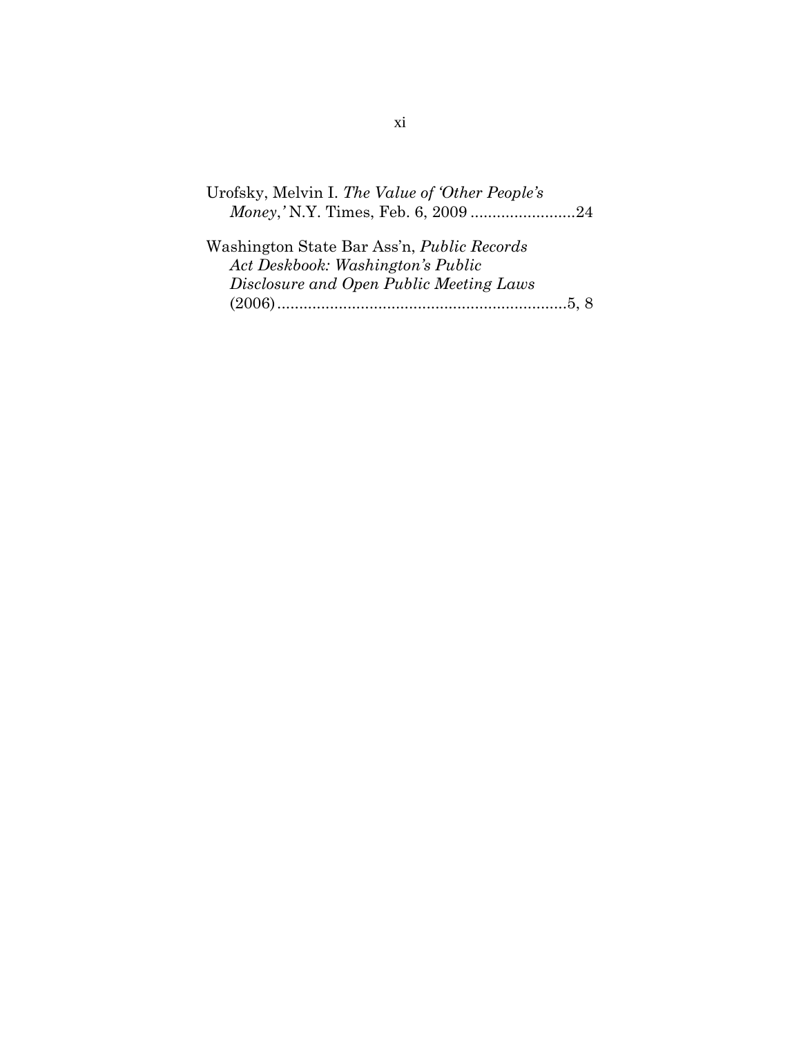Urofsky, Melvin I. *The Value of 'Other People's Money,'* N.Y. Times, Feb. 6, 2009 ........................24

Washington State Bar Ass'n, *Public Records Act Deskbook: Washington's Public Disclosure and Open Public Meeting Laws* (2006)..................................................................5, 8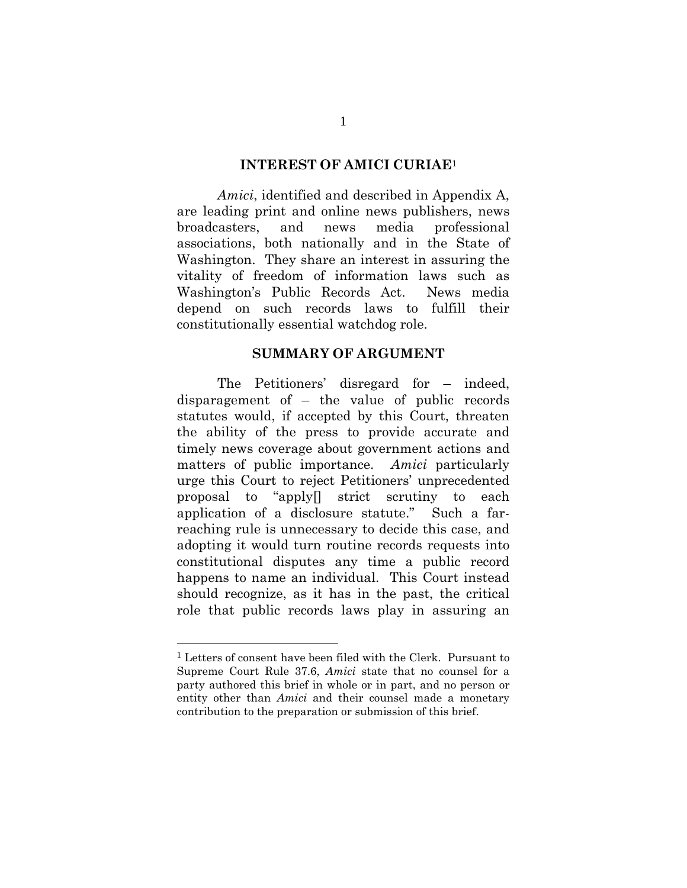## INTEREST OF AMICI CURIAE[1]

*Amici*, identified and described in Appendix A, are leading print and online news publishers, news broadcasters, and news media professional associations, both nationally and in the State of Washington. They share an interest in assuring the vitality of freedom of information laws such as Washington's Public Records Act. News media depend on such records laws to fulfill their constitutionally essential watchdog role.

## SUMMARY OF ARGUMENT

The Petitioners' disregard for – indeed, disparagement of – the value of public records statutes would, if accepted by this Court, threaten the ability of the press to provide accurate and timely news coverage about government actions and matters of public importance. *Amici* particularly urge this Court to reject Petitioners' unprecedented proposal to "apply[] strict scrutiny to each application of a disclosure statute." Such a far-reaching rule is unnecessary to decide this case, and adopting it would turn routine records requests into constitutional disputes any time a public record happens to name an individual. This Court instead should recognize, as it has in the past, the critical role that public records laws play in assuring an

---

[1] Letters of consent have been filed with the Clerk. Pursuant to Supreme Court Rule 37.6, *Amici* state that no counsel for a party authored this brief in whole or in part, and no person or entity other than *Amici* and their counsel made a monetary contribution to the preparation or submission of this brief.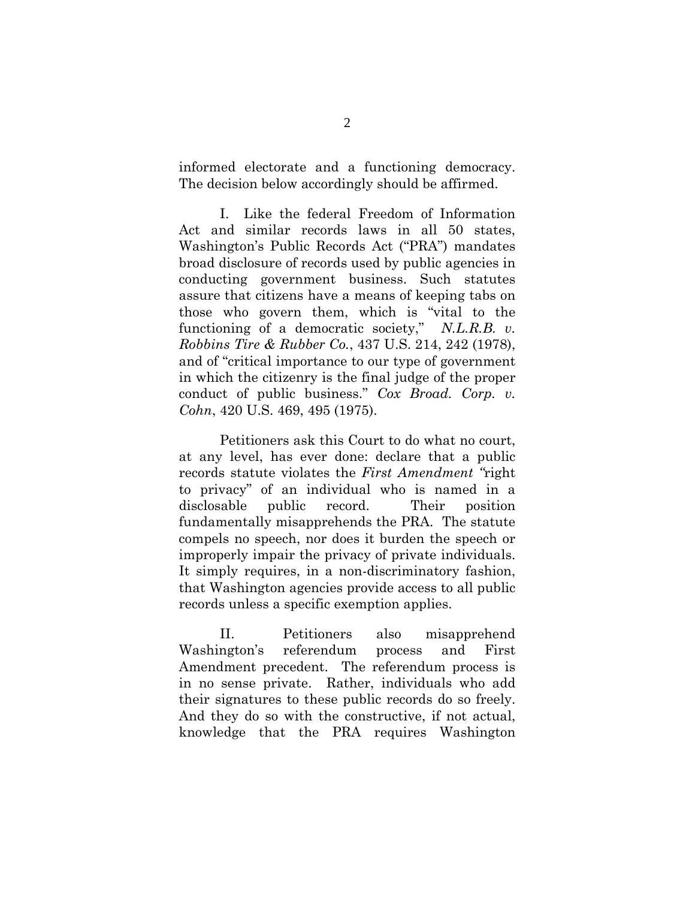informed electorate and a functioning democracy. The decision below accordingly should be affirmed.

I. Like the federal Freedom of Information Act and similar records laws in all 50 states, Washington's Public Records Act ("PRA") mandates broad disclosure of records used by public agencies in conducting government business. Such statutes assure that citizens have a means of keeping tabs on those who govern them, which is "vital to the functioning of a democratic society," *N.L.R.B. v. Robbins Tire & Rubber Co.*, 437 U.S. 214, 242 (1978), and of "critical importance to our type of government in which the citizenry is the final judge of the proper conduct of public business." *Cox Broad. Corp. v. Cohn*, 420 U.S. 469, 495 (1975).

Petitioners ask this Court to do what no court, at any level, has ever done: declare that a public records statute violates the *First Amendment* "right to privacy" of an individual who is named in a disclosable public record. Their position fundamentally misapprehends the PRA. The statute compels no speech, nor does it burden the speech or improperly impair the privacy of private individuals. It simply requires, in a non-discriminatory fashion, that Washington agencies provide access to all public records unless a specific exemption applies.

II. Petitioners also misapprehend Washington's referendum process and First Amendment precedent. The referendum process is in no sense private. Rather, individuals who add their signatures to these public records do so freely. And they do so with the constructive, if not actual, knowledge that the PRA requires Washington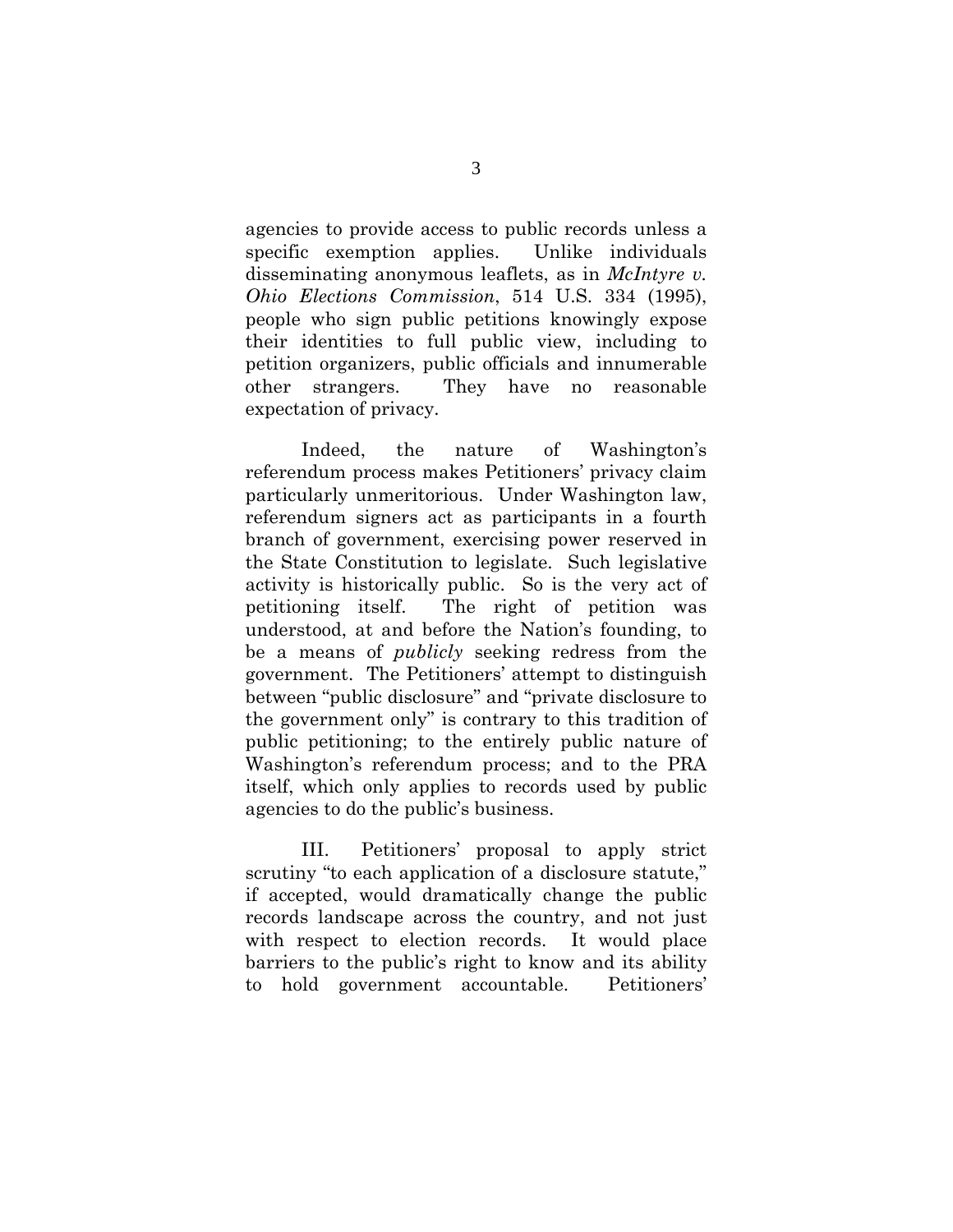agencies to provide access to public records unless a specific exemption applies. Unlike individuals disseminating anonymous leaflets, as in *McIntyre v. Ohio Elections Commission*, 514 U.S. 334 (1995), people who sign public petitions knowingly expose their identities to full public view, including to petition organizers, public officials and innumerable other strangers. They have no reasonable expectation of privacy.

Indeed, the nature of Washington's referendum process makes Petitioners' privacy claim particularly unmeritorious. Under Washington law, referendum signers act as participants in a fourth branch of government, exercising power reserved in the State Constitution to legislate. Such legislative activity is historically public. So is the very act of petitioning itself. The right of petition was understood, at and before the Nation's founding, to be a means of *publicly* seeking redress from the government. The Petitioners' attempt to distinguish between "public disclosure" and "private disclosure to the government only" is contrary to this tradition of public petitioning; to the entirely public nature of Washington's referendum process; and to the PRA itself, which only applies to records used by public agencies to do the public's business.

III. Petitioners' proposal to apply strict scrutiny "to each application of a disclosure statute," if accepted, would dramatically change the public records landscape across the country, and not just with respect to election records. It would place barriers to the public's right to know and its ability to hold government accountable. Petitioners'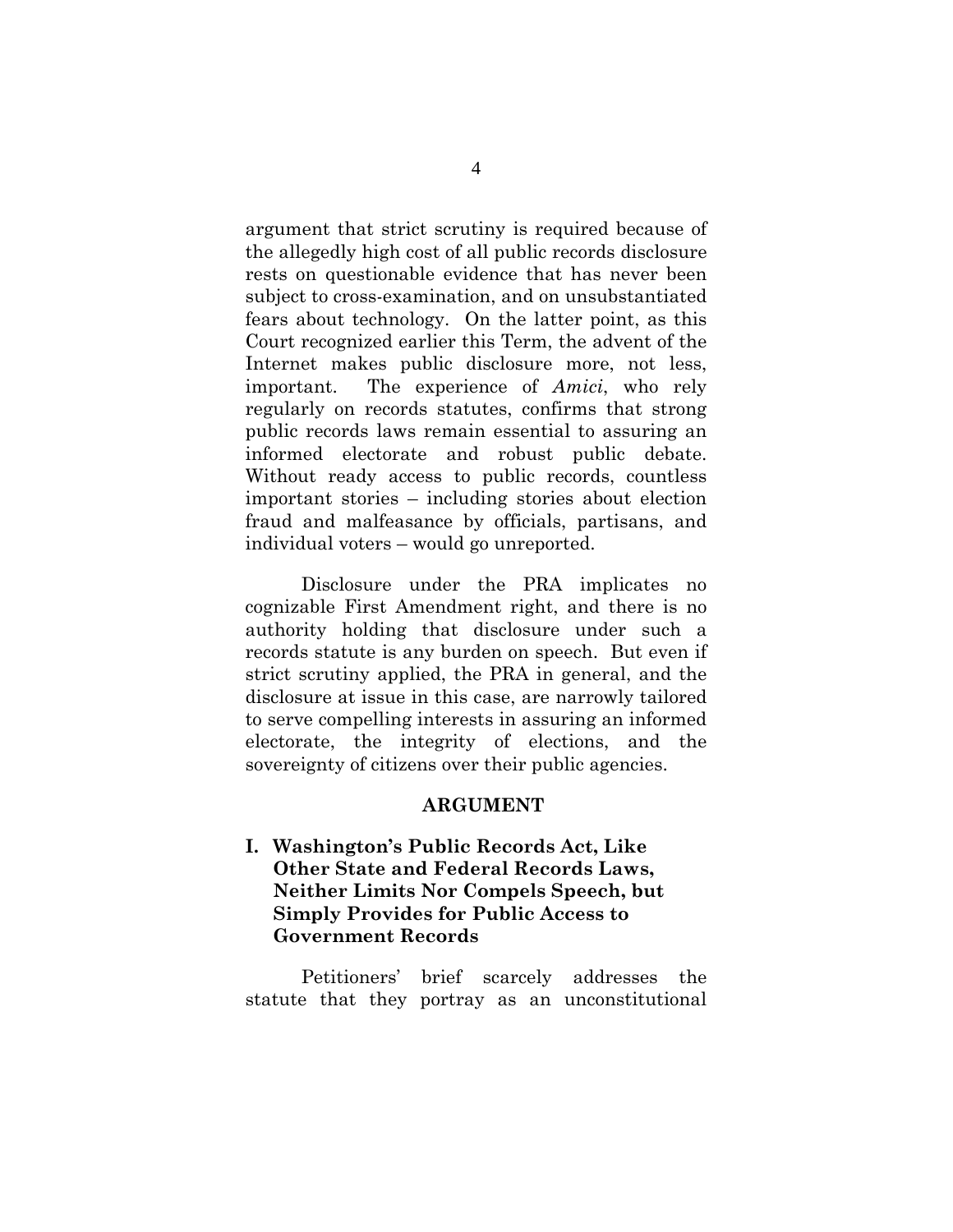argument that strict scrutiny is required because of the allegedly high cost of all public records disclosure rests on questionable evidence that has never been subject to cross-examination, and on unsubstantiated fears about technology. On the latter point, as this Court recognized earlier this Term, the advent of the Internet makes public disclosure more, not less, important. The experience of *Amici*, who rely regularly on records statutes, confirms that strong public records laws remain essential to assuring an informed electorate and robust public debate. Without ready access to public records, countless important stories – including stories about election fraud and malfeasance by officials, partisans, and individual voters – would go unreported.

Disclosure under the PRA implicates no cognizable First Amendment right, and there is no authority holding that disclosure under such a records statute is any burden on speech. But even if strict scrutiny applied, the PRA in general, and the disclosure at issue in this case, are narrowly tailored to serve compelling interests in assuring an informed electorate, the integrity of elections, and the sovereignty of citizens over their public agencies.

## ARGUMENT

### I. Washington's Public Records Act, Like Other State and Federal Records Laws, Neither Limits Nor Compels Speech, but Simply Provides for Public Access to Government Records

Petitioners' brief scarcely addresses the statute that they portray as an unconstitutional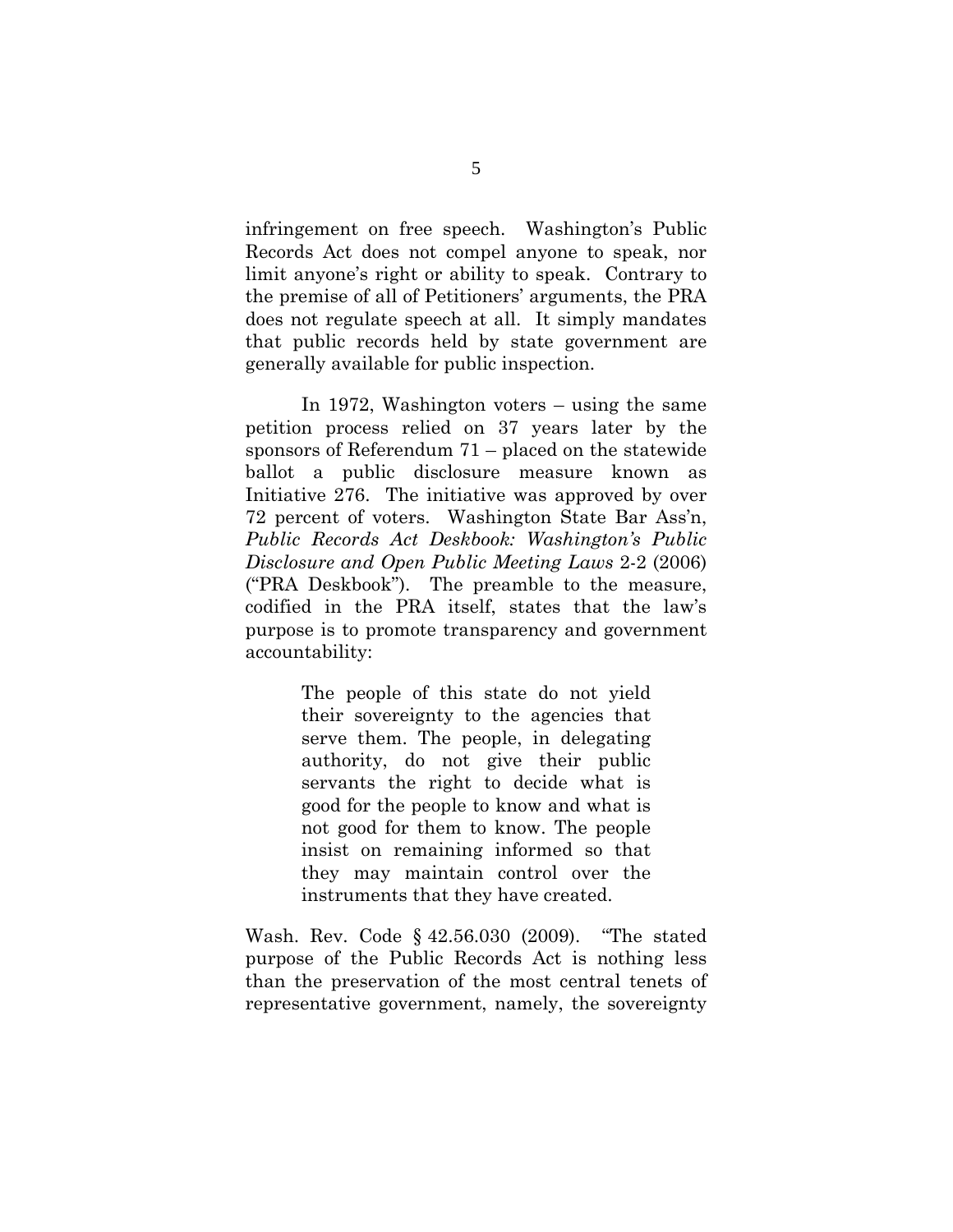infringement on free speech. Washington's Public Records Act does not compel anyone to speak, nor limit anyone's right or ability to speak. Contrary to the premise of all of Petitioners' arguments, the PRA does not regulate speech at all. It simply mandates that public records held by state government are generally available for public inspection.

In 1972, Washington voters – using the same petition process relied on 37 years later by the sponsors of Referendum 71 – placed on the statewide ballot a public disclosure measure known as Initiative 276. The initiative was approved by over 72 percent of voters. Washington State Bar Ass'n, *Public Records Act Deskbook: Washington's Public Disclosure and Open Public Meeting Laws* 2-2 (2006) ("PRA Deskbook"). The preamble to the measure, codified in the PRA itself, states that the law's purpose is to promote transparency and government accountability:

> The people of this state do not yield their sovereignty to the agencies that serve them. The people, in delegating authority, do not give their public servants the right to decide what is good for the people to know and what is not good for them to know. The people insist on remaining informed so that they may maintain control over the instruments that they have created.

Wash. Rev. Code § 42.56.030 (2009). "The stated purpose of the Public Records Act is nothing less than the preservation of the most central tenets of representative government, namely, the sovereignty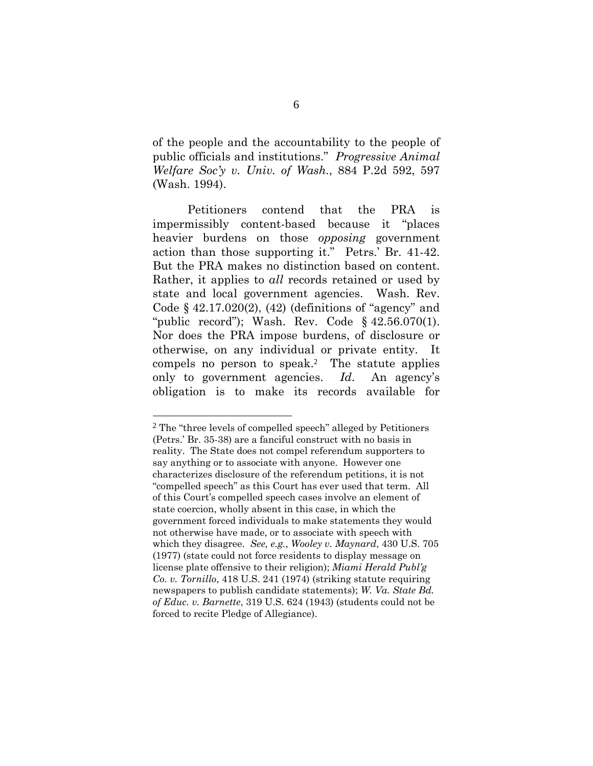of the people and the accountability to the people of public officials and institutions." *Progressive Animal Welfare Soc'y v. Univ. of Wash.*, 884 P.2d 592, 597 (Wash. 1994).

Petitioners contend that the PRA is impermissibly content-based because it "places heavier burdens on those *opposing* government action than those supporting it." Petrs.' Br. 41-42. But the PRA makes no distinction based on content. Rather, it applies to *all* records retained or used by state and local government agencies. Wash. Rev. Code § 42.17.020(2), (42) (definitions of "agency" and "public record"); Wash. Rev. Code § 42.56.070(1). Nor does the PRA impose burdens, of disclosure or otherwise, on any individual or private entity. It compels no person to speak.[2] The statute applies only to government agencies. *Id.* An agency's obligation is to make its records available for

---

[2] The "three levels of compelled speech" alleged by Petitioners (Petrs.' Br. 35-38) are a fanciful construct with no basis in reality. The State does not compel referendum supporters to say anything or to associate with anyone. However one characterizes disclosure of the referendum petitions, it is not "compelled speech" as this Court has ever used that term. All of this Court's compelled speech cases involve an element of state coercion, wholly absent in this case, in which the government forced individuals to make statements they would not otherwise have made, or to associate with speech with which they disagree. *See, e.g.*, *Wooley v. Maynard*, 430 U.S. 705 (1977) (state could not force residents to display message on license plate offensive to their religion); *Miami Herald Publ'g Co. v. Tornillo*, 418 U.S. 241 (1974) (striking statute requiring newspapers to publish candidate statements); *W. Va. State Bd. of Educ. v. Barnette*, 319 U.S. 624 (1943) (students could not be forced to recite Pledge of Allegiance).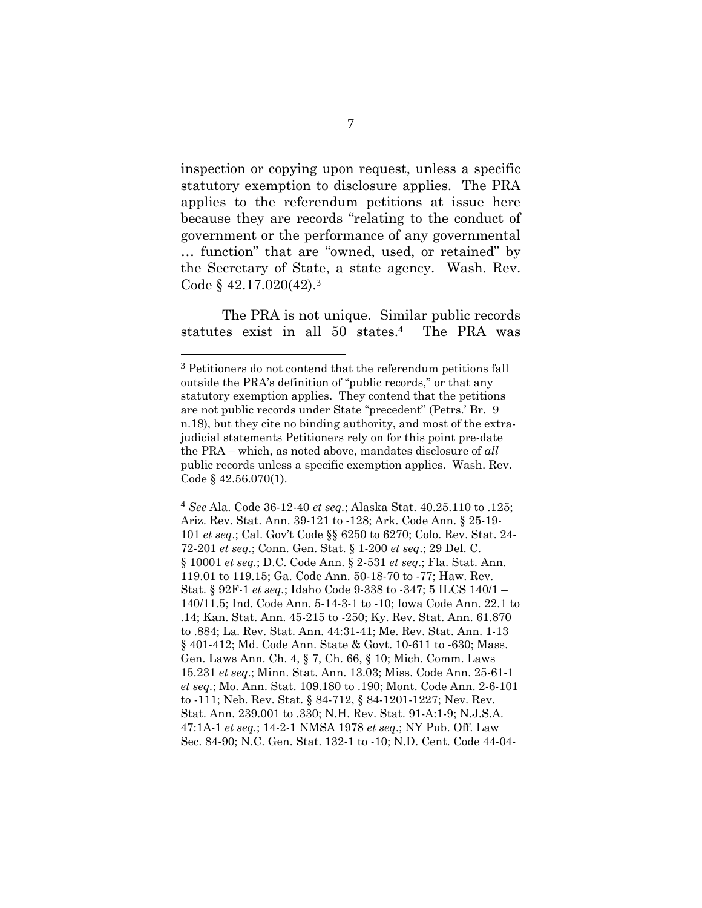inspection or copying upon request, unless a specific statutory exemption to disclosure applies. The PRA applies to the referendum petitions at issue here because they are records "relating to the conduct of government or the performance of any governmental … function" that are "owned, used, or retained" by the Secretary of State, a state agency. Wash. Rev. Code § 42.17.020(42).[3]

The PRA is not unique. Similar public records statutes exist in all 50 states.[4] The PRA was

---

[3] Petitioners do not contend that the referendum petitions fall outside the PRA's definition of "public records," or that any statutory exemption applies. They contend that the petitions are not public records under State "precedent" (Petrs.' Br. 9 n.18), but they cite no binding authority, and most of the extra-judicial statements Petitioners rely on for this point pre-date the PRA – which, as noted above, mandates disclosure of *all* public records unless a specific exemption applies. Wash. Rev. Code § 42.56.070(1).

[4] *See* Ala. Code 36-12-40 *et seq.*; Alaska Stat. 40.25.110 to .125; Ariz. Rev. Stat. Ann. 39-121 to -128; Ark. Code Ann. § 25-19-101 *et seq.*; Cal. Gov't Code §§ 6250 to 6270; Colo. Rev. Stat. 24-72-201 *et seq.*; Conn. Gen. Stat. § 1-200 *et seq.*; 29 Del. C. § 10001 *et seq.*; D.C. Code Ann. § 2-531 *et seq.*; Fla. Stat. Ann. 119.01 to 119.15; Ga. Code Ann. 50-18-70 to -77; Haw. Rev. Stat. § 92F-1 *et seq.*; Idaho Code 9-338 to -347; 5 ILCS 140/1 – 140/11.5; Ind. Code Ann. 5-14-3-1 to -10; Iowa Code Ann. 22.1 to .14; Kan. Stat. Ann. 45-215 to -250; Ky. Rev. Stat. Ann. 61.870 to .884; La. Rev. Stat. Ann. 44:31-41; Me. Rev. Stat. Ann. 1-13 § 401-412; Md. Code Ann. State & Govt. 10-611 to -630; Mass. Gen. Laws Ann. Ch. 4, § 7, Ch. 66, § 10; Mich. Comm. Laws 15.231 *et seq.*; Minn. Stat. Ann. 13.03; Miss. Code Ann. 25-61-1 *et seq.*; Mo. Ann. Stat. 109.180 to .190; Mont. Code Ann. 2-6-101 to -111; Neb. Rev. Stat. § 84-712, § 84-1201-1227; Nev. Rev. Stat. Ann. 239.001 to .330; N.H. Rev. Stat. 91-A:1-9; N.J.S.A. 47:1A-1 *et seq.*; 14-2-1 NMSA 1978 *et seq.*; NY Pub. Off. Law Sec. 84-90; N.C. Gen. Stat. 132-1 to -10; N.D. Cent. Code 44-04-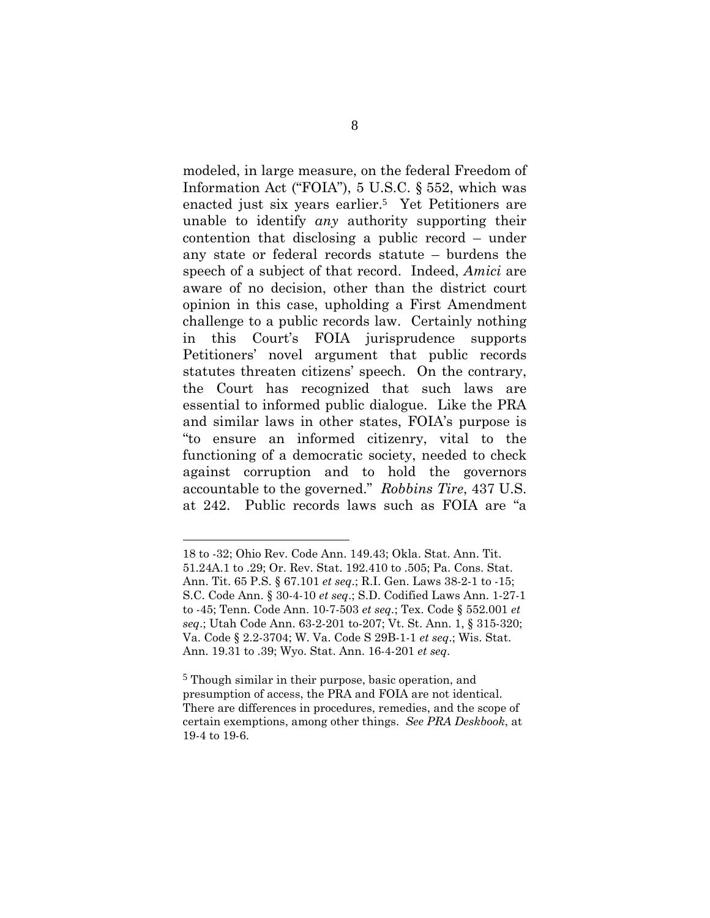modeled, in large measure, on the federal Freedom of Information Act ("FOIA"), 5 U.S.C. § 552, which was enacted just six years earlier.[5] Yet Petitioners are unable to identify *any* authority supporting their contention that disclosing a public record – under any state or federal records statute – burdens the speech of a subject of that record. Indeed, *Amici* are aware of no decision, other than the district court opinion in this case, upholding a First Amendment challenge to a public records law. Certainly nothing in this Court's FOIA jurisprudence supports Petitioners' novel argument that public records statutes threaten citizens' speech. On the contrary, the Court has recognized that such laws are essential to informed public dialogue. Like the PRA and similar laws in other states, FOIA's purpose is "to ensure an informed citizenry, vital to the functioning of a democratic society, needed to check against corruption and to hold the governors accountable to the governed." *Robbins Tire*, 437 U.S. at 242. Public records laws such as FOIA are "a

---

18 to -32; Ohio Rev. Code Ann. 149.43; Okla. Stat. Ann. Tit. 51.24A.1 to .29; Or. Rev. Stat. 192.410 to .505; Pa. Cons. Stat. Ann. Tit. 65 P.S. § 67.101 *et seq*.; R.I. Gen. Laws 38-2-1 to -15; S.C. Code Ann. § 30-4-10 *et seq*.; S.D. Codified Laws Ann. 1-27-1 to -45; Tenn. Code Ann. 10-7-503 *et seq*.; Tex. Code § 552.001 *et seq*.; Utah Code Ann. 63-2-201 to-207; Vt. St. Ann. 1, § 315-320; Va. Code § 2.2-3704; W. Va. Code S 29B-1-1 *et seq*.; Wis. Stat. Ann. 19.31 to .39; Wyo. Stat. Ann. 16-4-201 *et seq*.

[5] Though similar in their purpose, basic operation, and presumption of access, the PRA and FOIA are not identical. There are differences in procedures, remedies, and the scope of certain exemptions, among other things. *See PRA Deskbook*, at 19-4 to 19-6.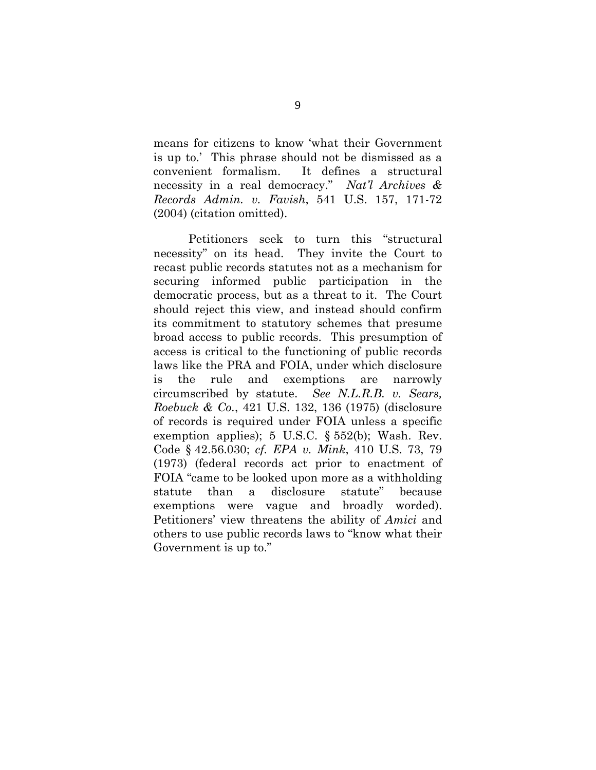means for citizens to know 'what their Government is up to.' This phrase should not be dismissed as a convenient formalism. It defines a structural necessity in a real democracy." *Nat'l Archives & Records Admin. v. Favish*, 541 U.S. 157, 171-72 (2004) (citation omitted).

Petitioners seek to turn this "structural necessity" on its head. They invite the Court to recast public records statutes not as a mechanism for securing informed public participation in the democratic process, but as a threat to it. The Court should reject this view, and instead should confirm its commitment to statutory schemes that presume broad access to public records. This presumption of access is critical to the functioning of public records laws like the PRA and FOIA, under which disclosure is the rule and exemptions are narrowly circumscribed by statute. *See N.L.R.B. v. Sears, Roebuck & Co.*, 421 U.S. 132, 136 (1975) (disclosure of records is required under FOIA unless a specific exemption applies); 5 U.S.C. § 552(b); Wash. Rev. Code § 42.56.030; *cf. EPA v. Mink*, 410 U.S. 73, 79 (1973) (federal records act prior to enactment of FOIA "came to be looked upon more as a withholding statute than a disclosure statute" because exemptions were vague and broadly worded). Petitioners' view threatens the ability of *Amici* and others to use public records laws to "know what their Government is up to."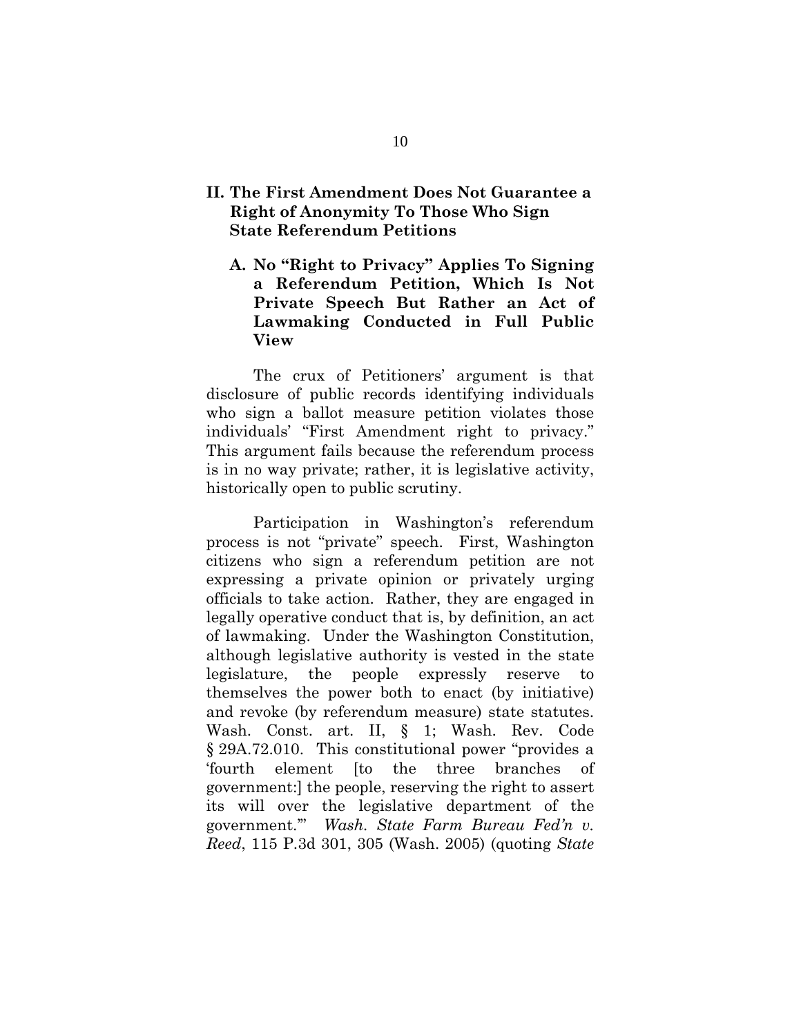## II. The First Amendment Does Not Guarantee a Right of Anonymity To Those Who Sign State Referendum Petitions

### A. No "Right to Privacy" Applies To Signing a Referendum Petition, Which Is Not Private Speech But Rather an Act of Lawmaking Conducted in Full Public View

The crux of Petitioners' argument is that disclosure of public records identifying individuals who sign a ballot measure petition violates those individuals' "First Amendment right to privacy." This argument fails because the referendum process is in no way private; rather, it is legislative activity, historically open to public scrutiny.

Participation in Washington's referendum process is not "private" speech. First, Washington citizens who sign a referendum petition are not expressing a private opinion or privately urging officials to take action. Rather, they are engaged in legally operative conduct that is, by definition, an act of lawmaking. Under the Washington Constitution, although legislative authority is vested in the state legislature, the people expressly reserve to themselves the power both to enact (by initiative) and revoke (by referendum measure) state statutes. Wash. Const. art. II, § 1; Wash. Rev. Code § 29A.72.010. This constitutional power "provides a 'fourth element [to the three branches of government:] the people, reserving the right to assert its will over the legislative department of the government.'" *Wash. State Farm Bureau Fed'n v. Reed*, 115 P.3d 301, 305 (Wash. 2005) (quoting *State*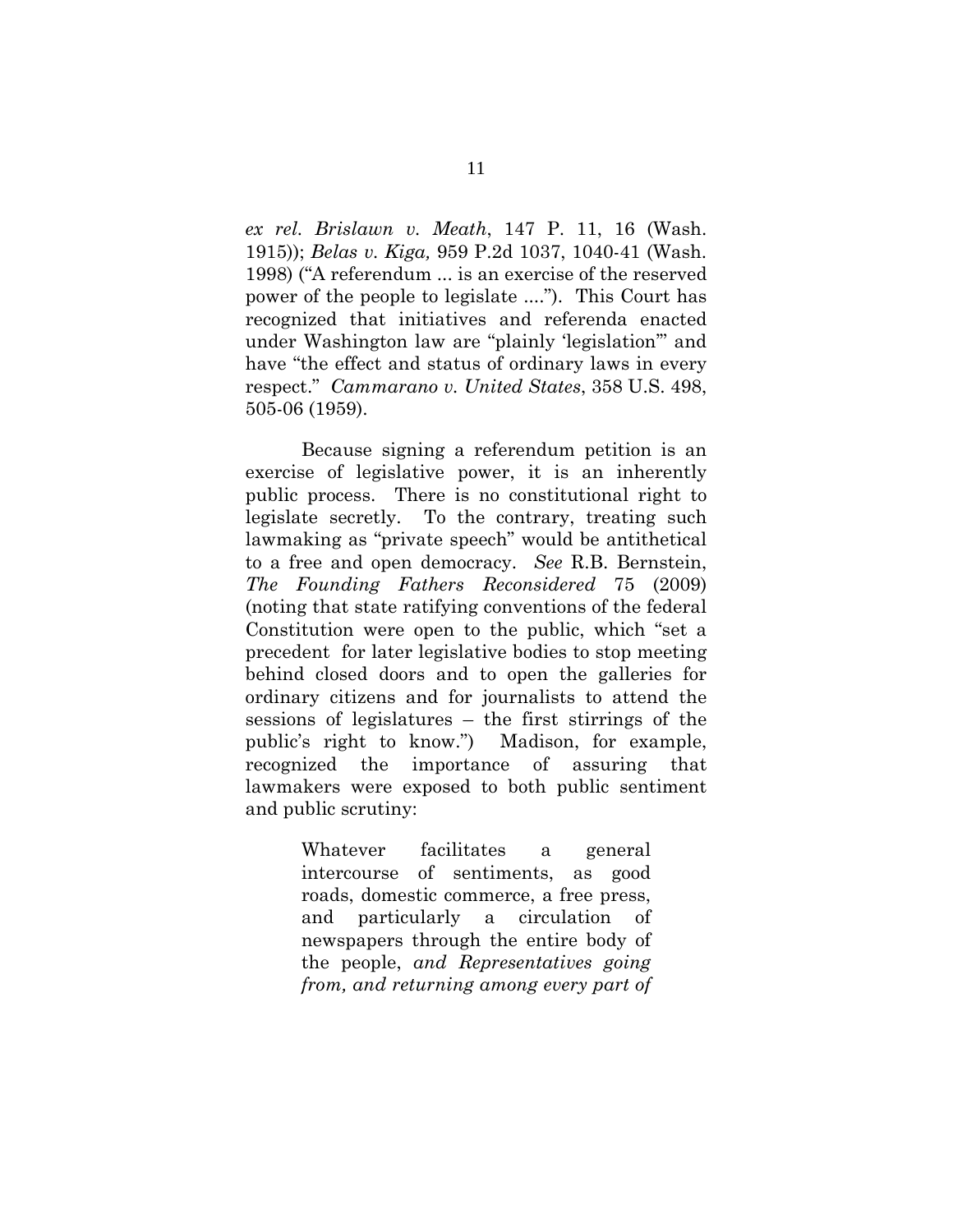*ex rel. Brislawn v. Meath*, 147 P. 11, 16 (Wash. 1915)); *Belas v. Kiga,* 959 P.2d 1037, 1040-41 (Wash. 1998) ("A referendum ... is an exercise of the reserved power of the people to legislate ...."). This Court has recognized that initiatives and referenda enacted under Washington law are "plainly 'legislation'" and have "the effect and status of ordinary laws in every respect." *Cammarano v. United States*, 358 U.S. 498, 505-06 (1959).

Because signing a referendum petition is an exercise of legislative power, it is an inherently public process. There is no constitutional right to legislate secretly. To the contrary, treating such lawmaking as "private speech" would be antithetical to a free and open democracy. *See* R.B. Bernstein, *The Founding Fathers Reconsidered* 75 (2009) (noting that state ratifying conventions of the federal Constitution were open to the public, which "set a precedent for later legislative bodies to stop meeting behind closed doors and to open the galleries for ordinary citizens and for journalists to attend the sessions of legislatures – the first stirrings of the public's right to know.") Madison, for example, recognized the importance of assuring that lawmakers were exposed to both public sentiment and public scrutiny:

> Whatever facilitates a general intercourse of sentiments, as good roads, domestic commerce, a free press, and particularly a circulation of newspapers through the entire body of the people, *and Representatives going from, and returning among every part of*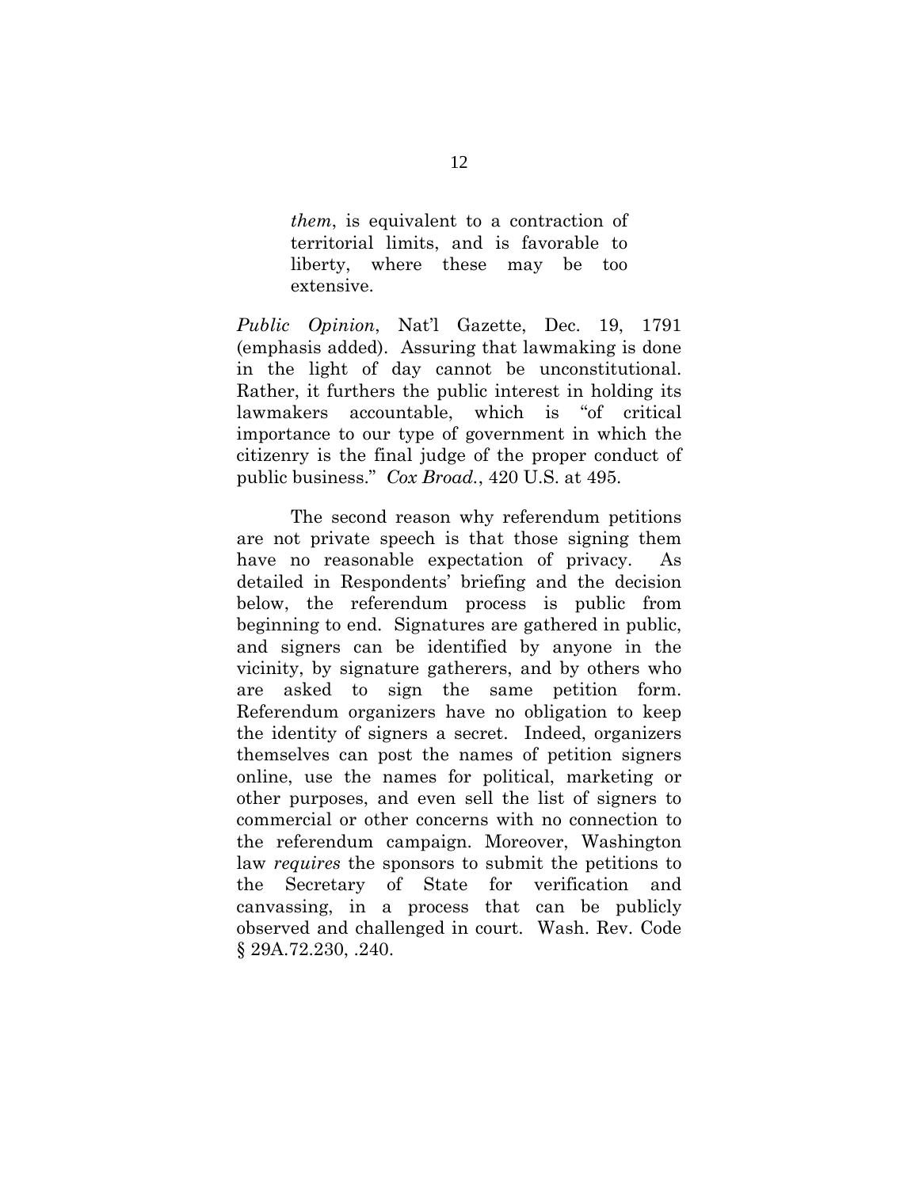> *them*, is equivalent to a contraction of territorial limits, and is favorable to liberty, where these may be too extensive.

*Public Opinion*, Nat'l Gazette, Dec. 19, 1791 (emphasis added). Assuring that lawmaking is done in the light of day cannot be unconstitutional. Rather, it furthers the public interest in holding its lawmakers accountable, which is "of critical importance to our type of government in which the citizenry is the final judge of the proper conduct of public business." *Cox Broad.*, 420 U.S. at 495.

The second reason why referendum petitions are not private speech is that those signing them have no reasonable expectation of privacy. As detailed in Respondents' briefing and the decision below, the referendum process is public from beginning to end. Signatures are gathered in public, and signers can be identified by anyone in the vicinity, by signature gatherers, and by others who are asked to sign the same petition form. Referendum organizers have no obligation to keep the identity of signers a secret. Indeed, organizers themselves can post the names of petition signers online, use the names for political, marketing or other purposes, and even sell the list of signers to commercial or other concerns with no connection to the referendum campaign. Moreover, Washington law *requires* the sponsors to submit the petitions to the Secretary of State for verification and canvassing, in a process that can be publicly observed and challenged in court. Wash. Rev. Code § 29A.72.230, .240.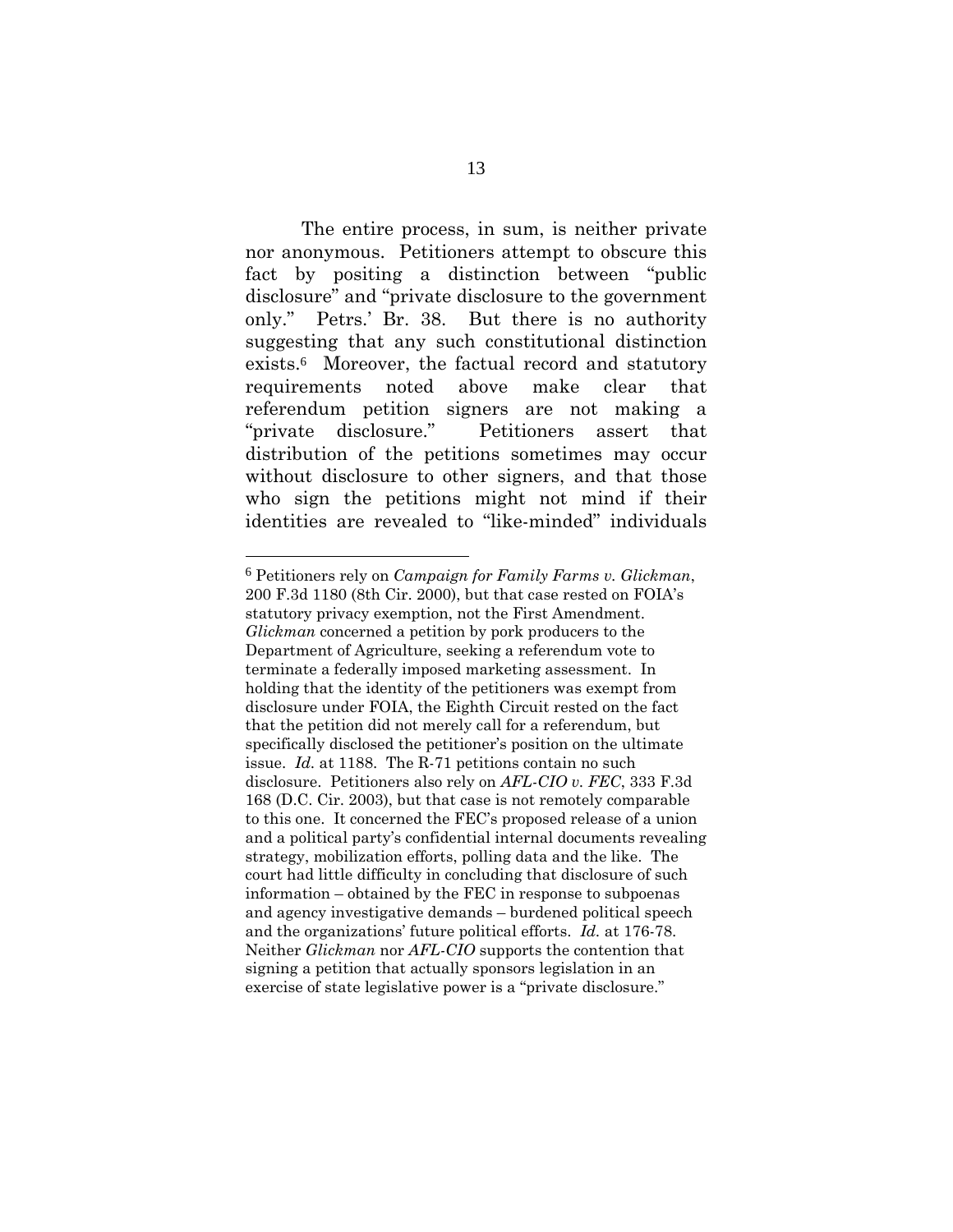The entire process, in sum, is neither private nor anonymous. Petitioners attempt to obscure this fact by positing a distinction between "public disclosure" and "private disclosure to the government only." Petrs.' Br. 38. But there is no authority suggesting that any such constitutional distinction exists.[6] Moreover, the factual record and statutory requirements noted above make clear that referendum petition signers are not making a "private disclosure." Petitioners assert that distribution of the petitions sometimes may occur without disclosure to other signers, and that those who sign the petitions might not mind if their identities are revealed to "like-minded" individuals

---

[6] Petitioners rely on *Campaign for Family Farms v. Glickman*, 200 F.3d 1180 (8th Cir. 2000), but that case rested on FOIA's statutory privacy exemption, not the First Amendment. *Glickman* concerned a petition by pork producers to the Department of Agriculture, seeking a referendum vote to terminate a federally imposed marketing assessment. In holding that the identity of the petitioners was exempt from disclosure under FOIA, the Eighth Circuit rested on the fact that the petition did not merely call for a referendum, but specifically disclosed the petitioner's position on the ultimate issue. *Id.* at 1188. The R-71 petitions contain no such disclosure. Petitioners also rely on *AFL-CIO v. FEC*, 333 F.3d 168 (D.C. Cir. 2003), but that case is not remotely comparable to this one. It concerned the FEC's proposed release of a union and a political party's confidential internal documents revealing strategy, mobilization efforts, polling data and the like. The court had little difficulty in concluding that disclosure of such information – obtained by the FEC in response to subpoenas and agency investigative demands – burdened political speech and the organizations' future political efforts. *Id.* at 176-78. Neither *Glickman* nor *AFL-CIO* supports the contention that signing a petition that actually sponsors legislation in an exercise of state legislative power is a "private disclosure."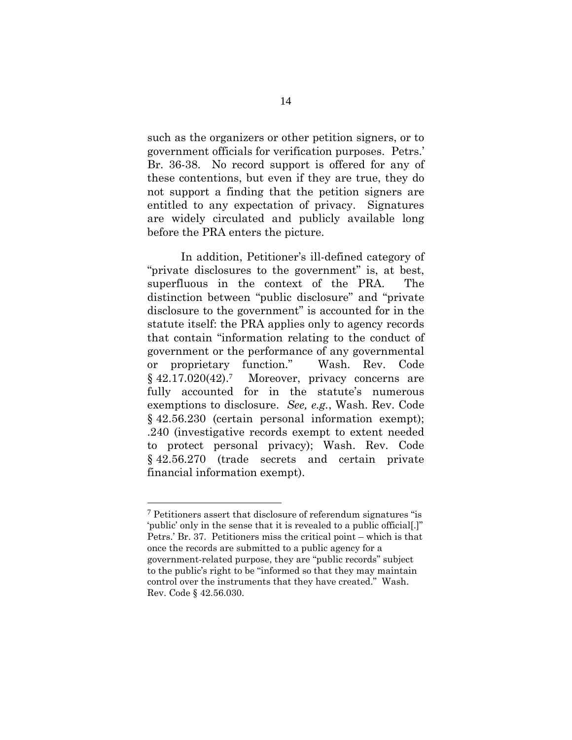such as the organizers or other petition signers, or to government officials for verification purposes. Petrs.' Br. 36-38. No record support is offered for any of these contentions, but even if they are true, they do not support a finding that the petition signers are entitled to any expectation of privacy. Signatures are widely circulated and publicly available long before the PRA enters the picture.

In addition, Petitioner's ill-defined category of "private disclosures to the government" is, at best, superfluous in the context of the PRA. The distinction between "public disclosure" and "private disclosure to the government" is accounted for in the statute itself: the PRA applies only to agency records that contain "information relating to the conduct of government or the performance of any governmental or proprietary function." Wash. Rev. Code § 42.17.020(42).[7] Moreover, privacy concerns are fully accounted for in the statute's numerous exemptions to disclosure. *See, e.g.*, Wash. Rev. Code § 42.56.230 (certain personal information exempt); .240 (investigative records exempt to extent needed to protect personal privacy); Wash. Rev. Code § 42.56.270 (trade secrets and certain private financial information exempt).

---

[7] Petitioners assert that disclosure of referendum signatures "is 'public' only in the sense that it is revealed to a public official[.]" Petrs.' Br. 37. Petitioners miss the critical point – which is that once the records are submitted to a public agency for a government-related purpose, they are "public records" subject to the public's right to be "informed so that they may maintain control over the instruments that they have created." Wash. Rev. Code § 42.56.030.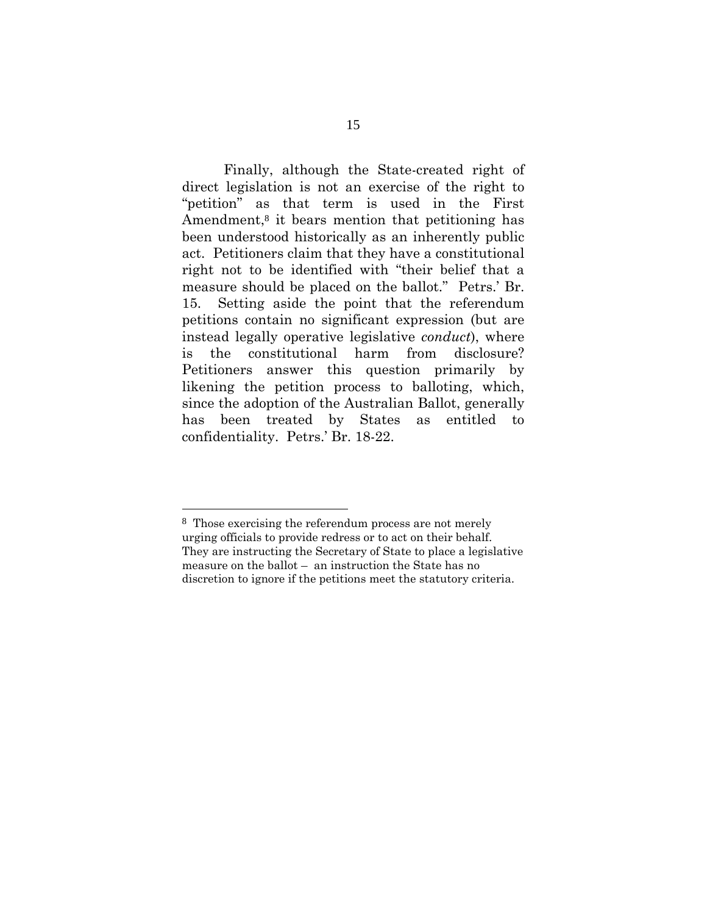Finally, although the State-created right of direct legislation is not an exercise of the right to "petition" as that term is used in the First Amendment,[8] it bears mention that petitioning has been understood historically as an inherently public act. Petitioners claim that they have a constitutional right not to be identified with "their belief that a measure should be placed on the ballot." Petrs.' Br. 15. Setting aside the point that the referendum petitions contain no significant expression (but are instead legally operative legislative *conduct*), where is the constitutional harm from disclosure? Petitioners answer this question primarily by likening the petition process to balloting, which, since the adoption of the Australian Ballot, generally has been treated by States as entitled to confidentiality. Petrs.' Br. 18-22.

---

[8] Those exercising the referendum process are not merely urging officials to provide redress or to act on their behalf. They are instructing the Secretary of State to place a legislative measure on the ballot – an instruction the State has no discretion to ignore if the petitions meet the statutory criteria.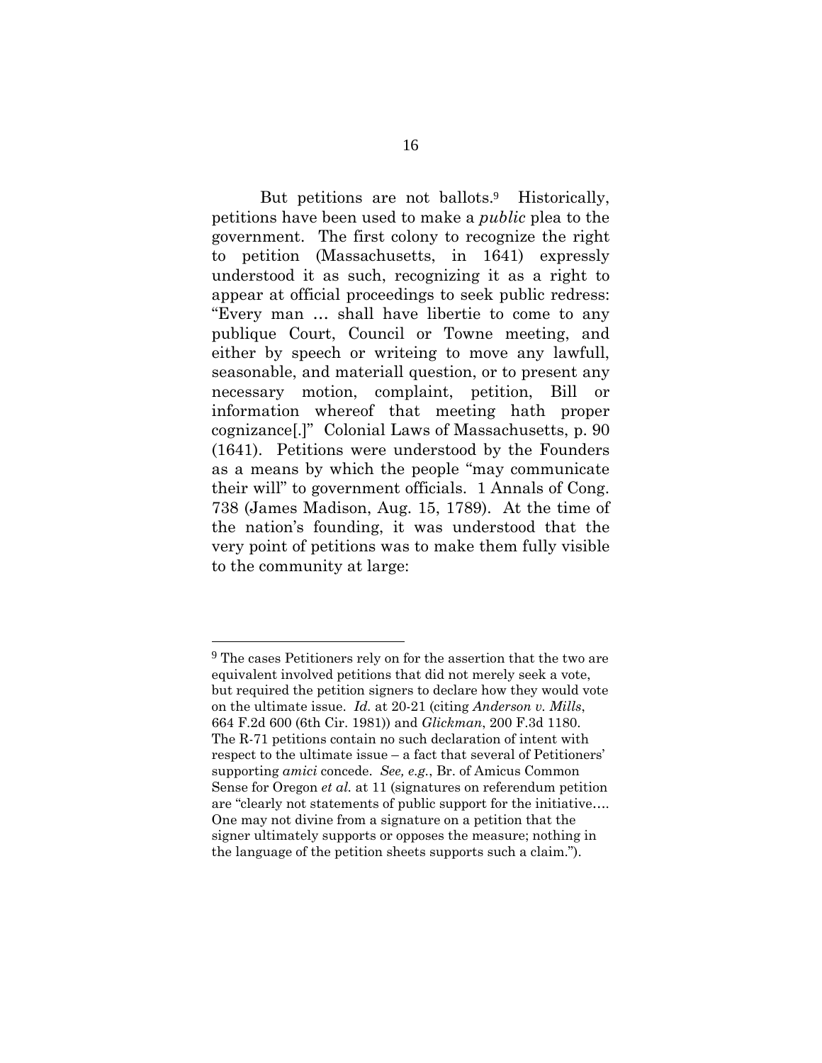But petitions are not ballots.[9] Historically, petitions have been used to make a *public* plea to the government. The first colony to recognize the right to petition (Massachusetts, in 1641) expressly understood it as such, recognizing it as a right to appear at official proceedings to seek public redress: "Every man … shall have libertie to come to any publique Court, Council or Towne meeting, and either by speech or writeing to move any lawfull, seasonable, and materiall question, or to present any necessary motion, complaint, petition, Bill or information whereof that meeting hath proper cognizance[.]" Colonial Laws of Massachusetts, p. 90 (1641). Petitions were understood by the Founders as a means by which the people "may communicate their will" to government officials. 1 Annals of Cong. 738 (James Madison, Aug. 15, 1789). At the time of the nation's founding, it was understood that the very point of petitions was to make them fully visible to the community at large:

---

[9] The cases Petitioners rely on for the assertion that the two are equivalent involved petitions that did not merely seek a vote, but required the petition signers to declare how they would vote on the ultimate issue. *Id.* at 20-21 (citing *Anderson v. Mills*, 664 F.2d 600 (6th Cir. 1981)) and *Glickman*, 200 F.3d 1180. The R-71 petitions contain no such declaration of intent with respect to the ultimate issue – a fact that several of Petitioners' supporting *amici* concede. *See, e.g.*, Br. of Amicus Common Sense for Oregon *et al.* at 11 (signatures on referendum petition are "clearly not statements of public support for the initiative…. One may not divine from a signature on a petition that the signer ultimately supports or opposes the measure; nothing in the language of the petition sheets supports such a claim.").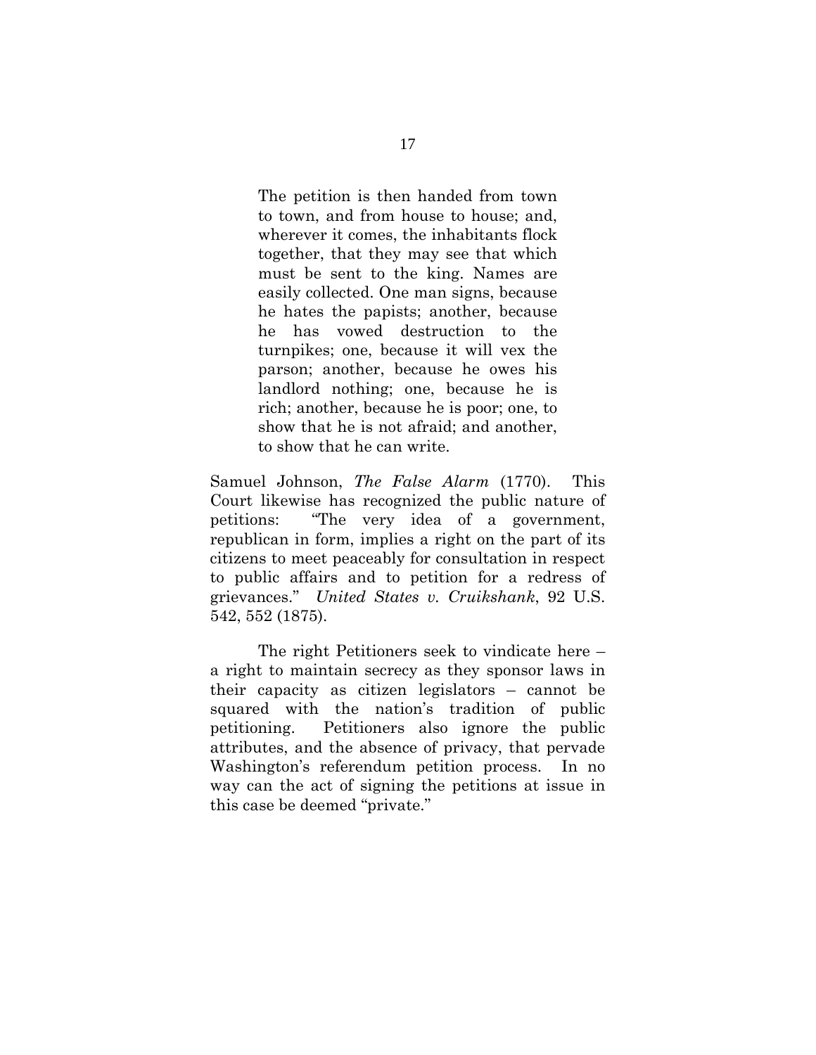> The petition is then handed from town to town, and from house to house; and, wherever it comes, the inhabitants flock together, that they may see that which must be sent to the king. Names are easily collected. One man signs, because he hates the papists; another, because he has vowed destruction to the turnpikes; one, because it will vex the parson; another, because he owes his landlord nothing; one, because he is rich; another, because he is poor; one, to show that he is not afraid; and another, to show that he can write.

Samuel Johnson, *The False Alarm* (1770). This Court likewise has recognized the public nature of petitions: "The very idea of a government, republican in form, implies a right on the part of its citizens to meet peaceably for consultation in respect to public affairs and to petition for a redress of grievances." *United States v. Cruikshank*, 92 U.S. 542, 552 (1875).

The right Petitioners seek to vindicate here – a right to maintain secrecy as they sponsor laws in their capacity as citizen legislators – cannot be squared with the nation's tradition of public petitioning. Petitioners also ignore the public attributes, and the absence of privacy, that pervade Washington's referendum petition process. In no way can the act of signing the petitions at issue in this case be deemed "private."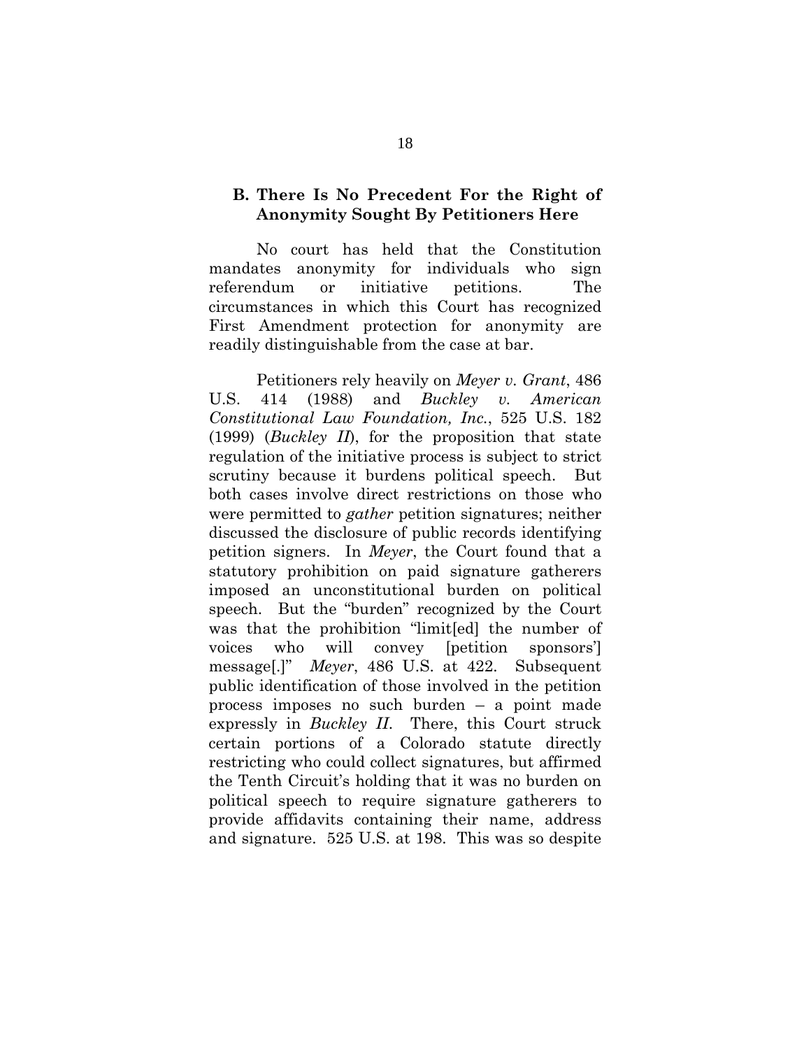### B. There Is No Precedent For the Right of Anonymity Sought By Petitioners Here

No court has held that the Constitution mandates anonymity for individuals who sign referendum or initiative petitions. The circumstances in which this Court has recognized First Amendment protection for anonymity are readily distinguishable from the case at bar.

Petitioners rely heavily on *Meyer v. Grant*, 486 U.S. 414 (1988) and *Buckley v. American Constitutional Law Foundation, Inc.*, 525 U.S. 182 (1999) (*Buckley II*), for the proposition that state regulation of the initiative process is subject to strict scrutiny because it burdens political speech. But both cases involve direct restrictions on those who were permitted to *gather* petition signatures; neither discussed the disclosure of public records identifying petition signers. In *Meyer*, the Court found that a statutory prohibition on paid signature gatherers imposed an unconstitutional burden on political speech. But the "burden" recognized by the Court was that the prohibition "limit[ed] the number of voices who will convey [petition sponsors'] message[.]" *Meyer*, 486 U.S. at 422. Subsequent public identification of those involved in the petition process imposes no such burden – a point made expressly in *Buckley II*. There, this Court struck certain portions of a Colorado statute directly restricting who could collect signatures, but affirmed the Tenth Circuit's holding that it was no burden on political speech to require signature gatherers to provide affidavits containing their name, address and signature. 525 U.S. at 198. This was so despite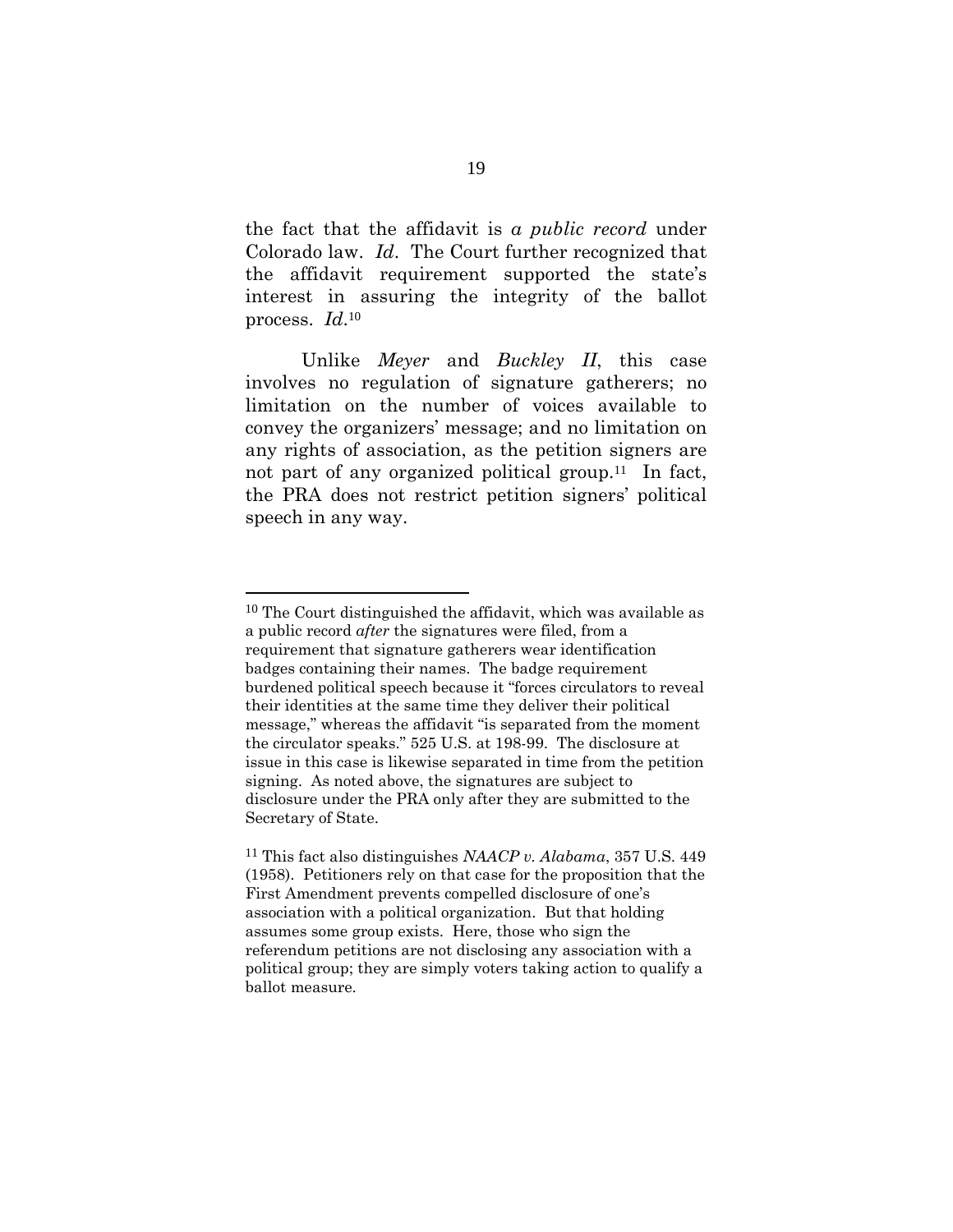the fact that the affidavit is *a public record* under Colorado law. *Id*. The Court further recognized that the affidavit requirement supported the state's interest in assuring the integrity of the ballot process. *Id*.[10]

Unlike *Meyer* and *Buckley II*, this case involves no regulation of signature gatherers; no limitation on the number of voices available to convey the organizers' message; and no limitation on any rights of association, as the petition signers are not part of any organized political group.[11] In fact, the PRA does not restrict petition signers' political speech in any way.

---

[10] The Court distinguished the affidavit, which was available as a public record *after* the signatures were filed, from a requirement that signature gatherers wear identification badges containing their names. The badge requirement burdened political speech because it "forces circulators to reveal their identities at the same time they deliver their political message," whereas the affidavit "is separated from the moment the circulator speaks." 525 U.S. at 198-99. The disclosure at issue in this case is likewise separated in time from the petition signing. As noted above, the signatures are subject to disclosure under the PRA only after they are submitted to the Secretary of State.

[11] This fact also distinguishes *NAACP v. Alabama*, 357 U.S. 449 (1958). Petitioners rely on that case for the proposition that the First Amendment prevents compelled disclosure of one's association with a political organization. But that holding assumes some group exists. Here, those who sign the referendum petitions are not disclosing any association with a political group; they are simply voters taking action to qualify a ballot measure.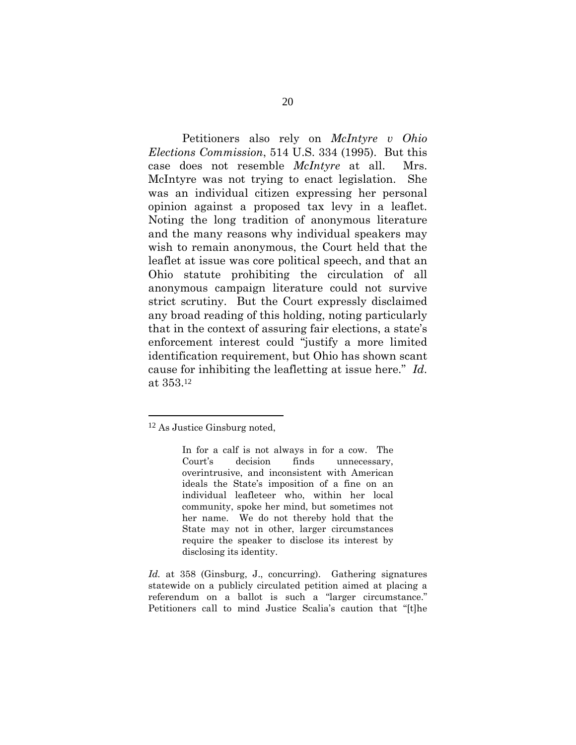Petitioners also rely on *McIntyre v Ohio Elections Commission*, 514 U.S. 334 (1995). But this case does not resemble *McIntyre* at all. Mrs. McIntyre was not trying to enact legislation. She was an individual citizen expressing her personal opinion against a proposed tax levy in a leaflet. Noting the long tradition of anonymous literature and the many reasons why individual speakers may wish to remain anonymous, the Court held that the leaflet at issue was core political speech, and that an Ohio statute prohibiting the circulation of all anonymous campaign literature could not survive strict scrutiny. But the Court expressly disclaimed any broad reading of this holding, noting particularly that in the context of assuring fair elections, a state's enforcement interest could "justify a more limited identification requirement, but Ohio has shown scant cause for inhibiting the leafletting at issue here." *Id*. at 353.[12]

---

[12] As Justice Ginsburg noted,

> In for a calf is not always in for a cow. The Court's decision finds unnecessary, overintrusive, and inconsistent with American ideals the State's imposition of a fine on an individual leafleteer who, within her local community, spoke her mind, but sometimes not her name. We do not thereby hold that the State may not in other, larger circumstances require the speaker to disclose its interest by disclosing its identity.

*Id.* at 358 (Ginsburg, J., concurring). Gathering signatures statewide on a publicly circulated petition aimed at placing a referendum on a ballot is such a "larger circumstance." Petitioners call to mind Justice Scalia's caution that "[t]he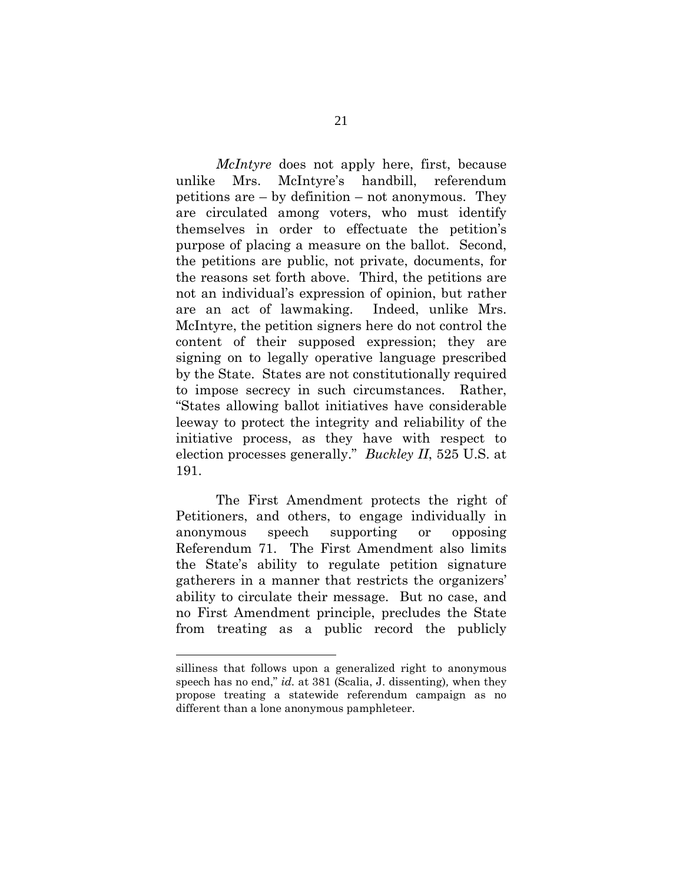*McIntyre* does not apply here, first, because unlike Mrs. McIntyre's handbill, referendum petitions are – by definition – not anonymous. They are circulated among voters, who must identify themselves in order to effectuate the petition's purpose of placing a measure on the ballot. Second, the petitions are public, not private, documents, for the reasons set forth above. Third, the petitions are not an individual's expression of opinion, but rather are an act of lawmaking. Indeed, unlike Mrs. McIntyre, the petition signers here do not control the content of their supposed expression; they are signing on to legally operative language prescribed by the State. States are not constitutionally required to impose secrecy in such circumstances. Rather, "States allowing ballot initiatives have considerable leeway to protect the integrity and reliability of the initiative process, as they have with respect to election processes generally." *Buckley II*, 525 U.S. at 191.

The First Amendment protects the right of Petitioners, and others, to engage individually in anonymous speech supporting or opposing Referendum 71. The First Amendment also limits the State's ability to regulate petition signature gatherers in a manner that restricts the organizers' ability to circulate their message. But no case, and no First Amendment principle, precludes the State from treating as a public record the publicly

---

silliness that follows upon a generalized right to anonymous speech has no end," *id.* at 381 (Scalia, J. dissenting), when they propose treating a statewide referendum campaign as no different than a lone anonymous pamphleteer.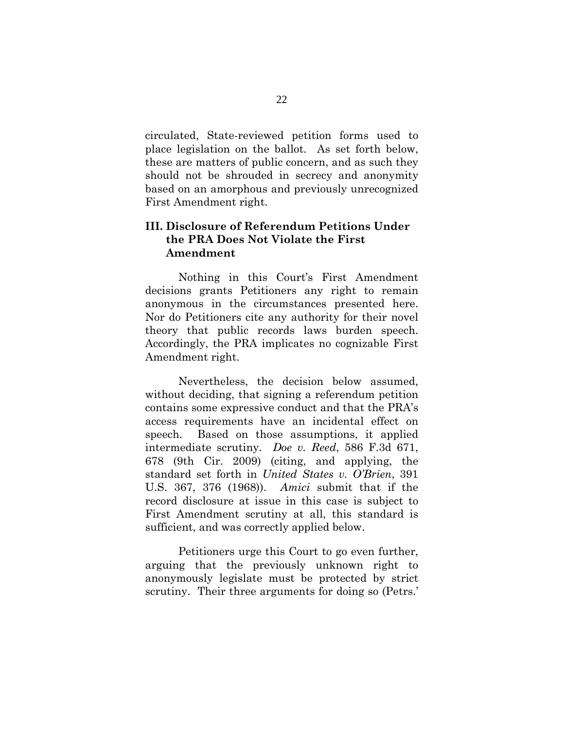circulated, State-reviewed petition forms used to place legislation on the ballot. As set forth below, these are matters of public concern, and as such they should not be shrouded in secrecy and anonymity based on an amorphous and previously unrecognized First Amendment right.

### III. Disclosure of Referendum Petitions Under the PRA Does Not Violate the First Amendment

Nothing in this Court's First Amendment decisions grants Petitioners any right to remain anonymous in the circumstances presented here. Nor do Petitioners cite any authority for their novel theory that public records laws burden speech. Accordingly, the PRA implicates no cognizable First Amendment right.

Nevertheless, the decision below assumed, without deciding, that signing a referendum petition contains some expressive conduct and that the PRA's access requirements have an incidental effect on speech. Based on those assumptions, it applied intermediate scrutiny. *Doe v. Reed*, 586 F.3d 671, 678 (9th Cir. 2009) (citing, and applying, the standard set forth in *United States v. O'Brien*, 391 U.S. 367, 376 (1968)). *Amici* submit that if the record disclosure at issue in this case is subject to First Amendment scrutiny at all, this standard is sufficient, and was correctly applied below.

Petitioners urge this Court to go even further, arguing that the previously unknown right to anonymously legislate must be protected by strict scrutiny. Their three arguments for doing so (Petrs.'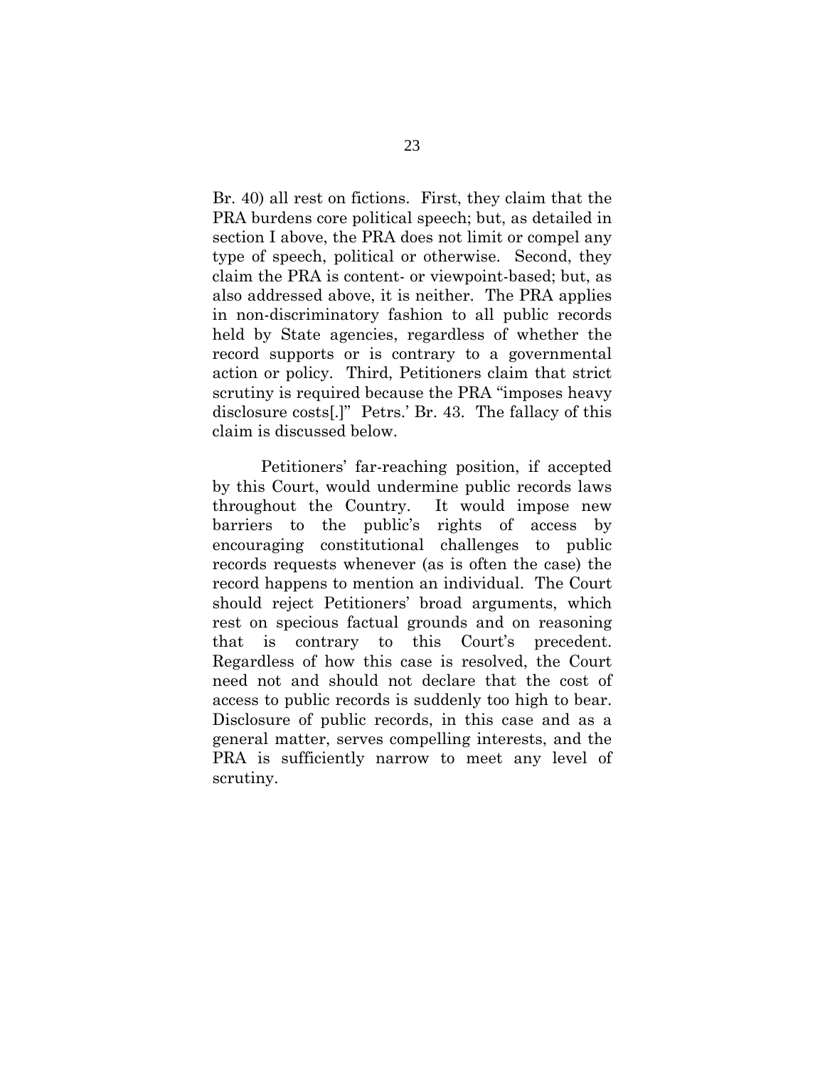Br. 40) all rest on fictions. First, they claim that the PRA burdens core political speech; but, as detailed in section I above, the PRA does not limit or compel any type of speech, political or otherwise. Second, they claim the PRA is content- or viewpoint-based; but, as also addressed above, it is neither. The PRA applies in non-discriminatory fashion to all public records held by State agencies, regardless of whether the record supports or is contrary to a governmental action or policy. Third, Petitioners claim that strict scrutiny is required because the PRA "imposes heavy disclosure costs[.]" Petrs.' Br. 43. The fallacy of this claim is discussed below.

Petitioners' far-reaching position, if accepted by this Court, would undermine public records laws throughout the Country. It would impose new barriers to the public's rights of access by encouraging constitutional challenges to public records requests whenever (as is often the case) the record happens to mention an individual. The Court should reject Petitioners' broad arguments, which rest on specious factual grounds and on reasoning that is contrary to this Court's precedent. Regardless of how this case is resolved, the Court need not and should not declare that the cost of access to public records is suddenly too high to bear. Disclosure of public records, in this case and as a general matter, serves compelling interests, and the PRA is sufficiently narrow to meet any level of scrutiny.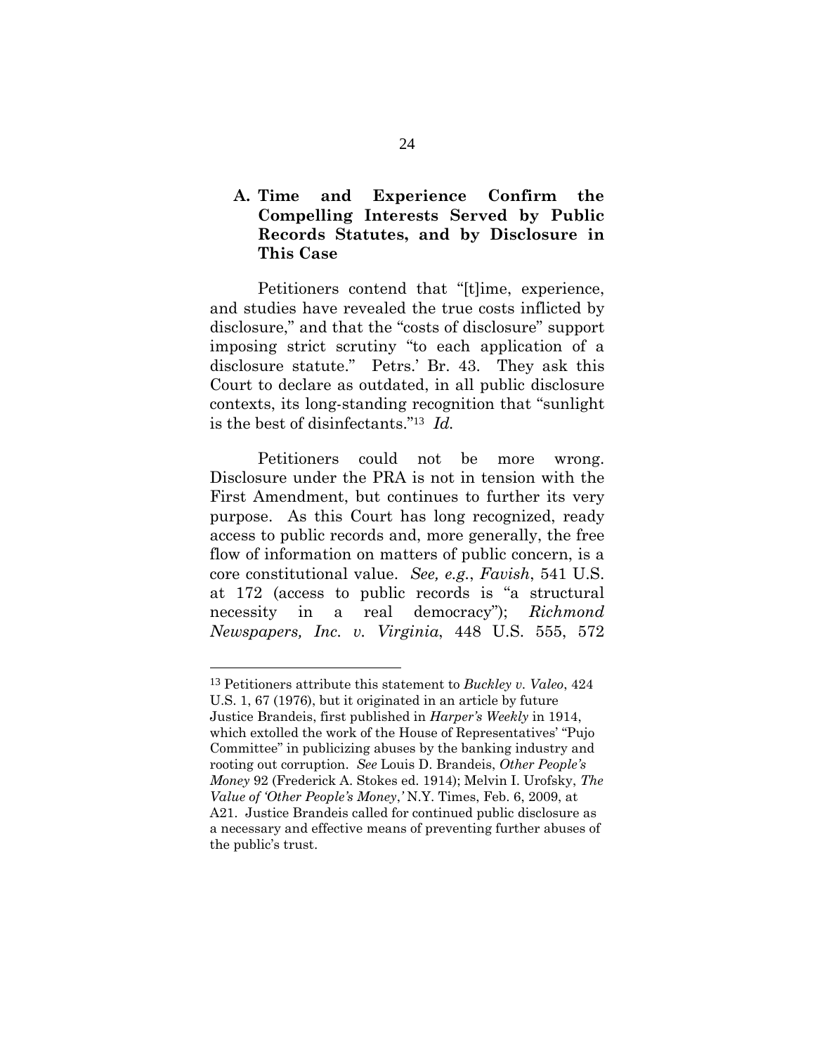### A. Time and Experience Confirm the Compelling Interests Served by Public Records Statutes, and by Disclosure in This Case

Petitioners contend that "[t]ime, experience, and studies have revealed the true costs inflicted by disclosure," and that the "costs of disclosure" support imposing strict scrutiny "to each application of a disclosure statute." Petrs.' Br. 43. They ask this Court to declare as outdated, in all public disclosure contexts, its long-standing recognition that "sunlight is the best of disinfectants."[13] *Id.*

Petitioners could not be more wrong. Disclosure under the PRA is not in tension with the First Amendment, but continues to further its very purpose. As this Court has long recognized, ready access to public records and, more generally, the free flow of information on matters of public concern, is a core constitutional value. *See, e.g.*, *Favish*, 541 U.S. at 172 (access to public records is "a structural necessity in a real democracy"); *Richmond Newspapers, Inc. v. Virginia*, 448 U.S. 555, 572

---

[13] Petitioners attribute this statement to *Buckley v. Valeo*, 424 U.S. 1, 67 (1976), but it originated in an article by future Justice Brandeis, first published in *Harper's Weekly* in 1914, which extolled the work of the House of Representatives' "Pujo Committee" in publicizing abuses by the banking industry and rooting out corruption. *See* Louis D. Brandeis, *Other People's Money* 92 (Frederick A. Stokes ed. 1914); Melvin I. Urofsky, *The Value of 'Other People's Money*,' N.Y. Times, Feb. 6, 2009, at A21. Justice Brandeis called for continued public disclosure as a necessary and effective means of preventing further abuses of the public's trust.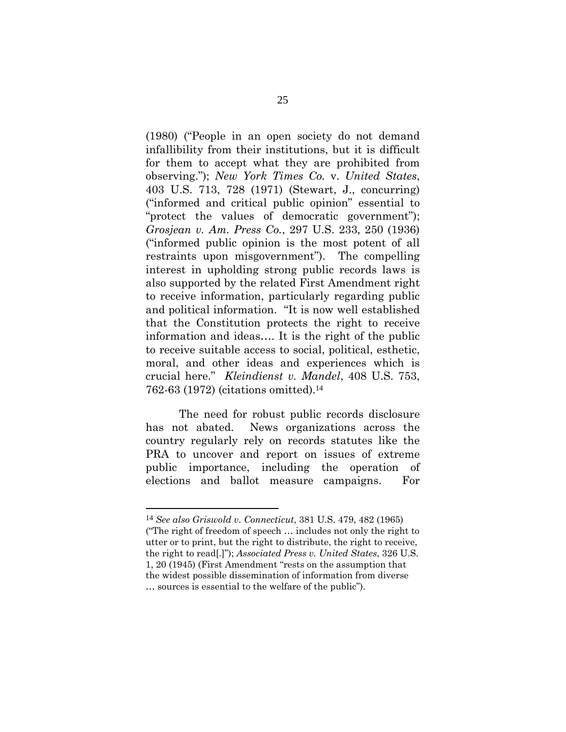(1980) ("People in an open society do not demand infallibility from their institutions, but it is difficult for them to accept what they are prohibited from observing."); *New York Times Co.* v. *United States*, 403 U.S. 713, 728 (1971) (Stewart, J., concurring) ("informed and critical public opinion" essential to "protect the values of democratic government"); *Grosjean v. Am. Press Co.*, 297 U.S. 233, 250 (1936) ("informed public opinion is the most potent of all restraints upon misgovernment"). The compelling interest in upholding strong public records laws is also supported by the related First Amendment right to receive information, particularly regarding public and political information. "It is now well established that the Constitution protects the right to receive information and ideas…. It is the right of the public to receive suitable access to social, political, esthetic, moral, and other ideas and experiences which is crucial here." *Kleindienst v. Mandel*, 408 U.S. 753, 762-63 (1972) (citations omitted).[14]

The need for robust public records disclosure has not abated. News organizations across the country regularly rely on records statutes like the PRA to uncover and report on issues of extreme public importance, including the operation of elections and ballot measure campaigns. For

[14] *See also Griswold v. Connecticut*, 381 U.S. 479, 482 (1965) ("The right of freedom of speech … includes not only the right to utter or to print, but the right to distribute, the right to receive, the right to read[.]"); *Associated Press v. United States*, 326 U.S. 1, 20 (1945) (First Amendment "rests on the assumption that the widest possible dissemination of information from diverse … sources is essential to the welfare of the public").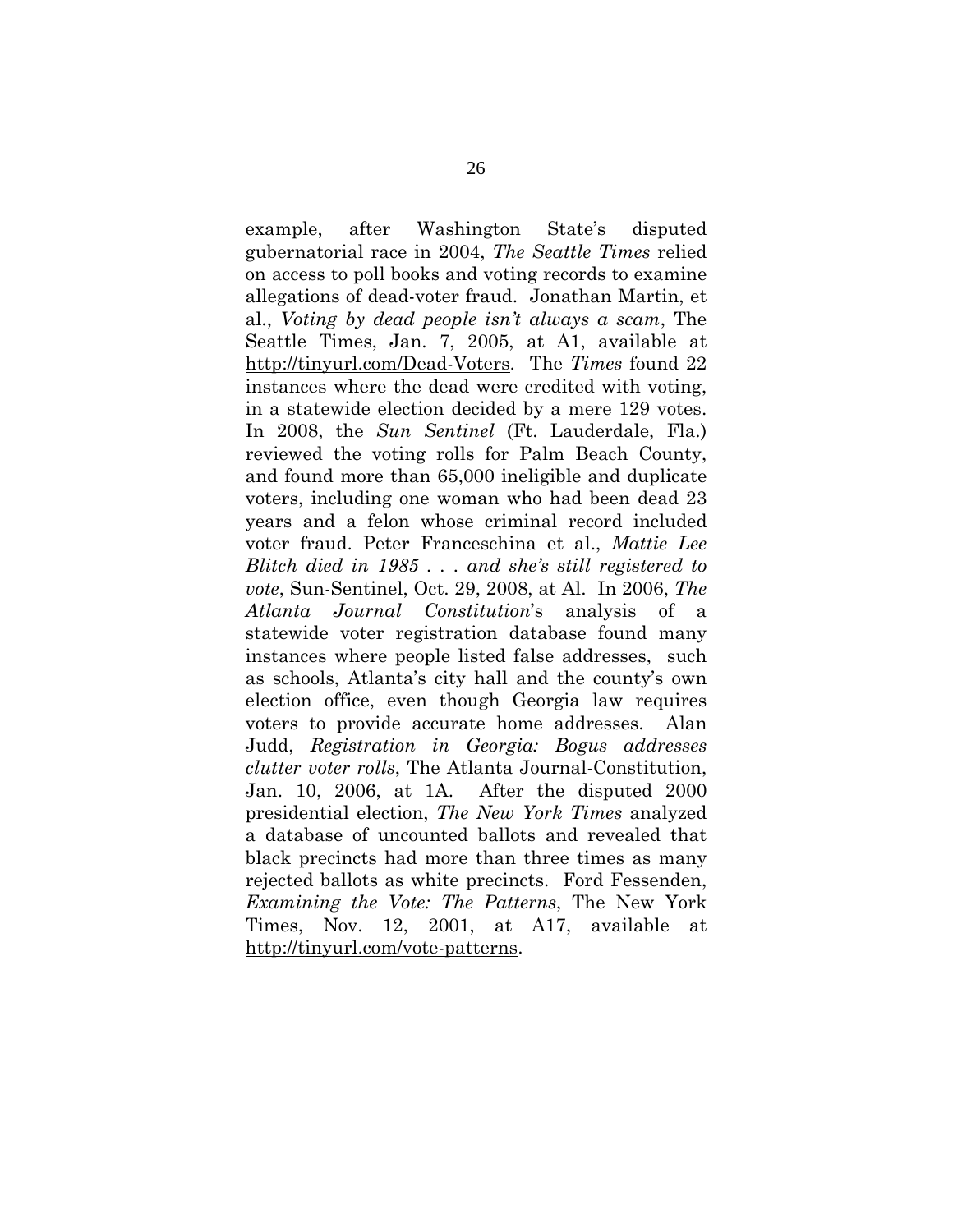example, after Washington State's disputed gubernatorial race in 2004, *The Seattle Times* relied on access to poll books and voting records to examine allegations of dead-voter fraud. Jonathan Martin, et al., *Voting by dead people isn't always a scam*, The Seattle Times, Jan. 7, 2005, at A1, available at http://tinyurl.com/Dead-Voters. The *Times* found 22 instances where the dead were credited with voting, in a statewide election decided by a mere 129 votes. In 2008, the *Sun Sentinel* (Ft. Lauderdale, Fla.) reviewed the voting rolls for Palm Beach County, and found more than 65,000 ineligible and duplicate voters, including one woman who had been dead 23 years and a felon whose criminal record included voter fraud. Peter Franceschina et al., *Mattie Lee Blitch died in 1985 . . . and she's still registered to vote*, Sun-Sentinel, Oct. 29, 2008, at Al. In 2006, *The Atlanta Journal Constitution*'s analysis of a statewide voter registration database found many instances where people listed false addresses, such as schools, Atlanta's city hall and the county's own election office, even though Georgia law requires voters to provide accurate home addresses. Alan Judd, *Registration in Georgia: Bogus addresses clutter voter rolls*, The Atlanta Journal-Constitution, Jan. 10, 2006, at 1A. After the disputed 2000 presidential election, *The New York Times* analyzed a database of uncounted ballots and revealed that black precincts had more than three times as many rejected ballots as white precincts. Ford Fessenden, *Examining the Vote: The Patterns*, The New York Times, Nov. 12, 2001, at A17, available at http://tinyurl.com/vote-patterns.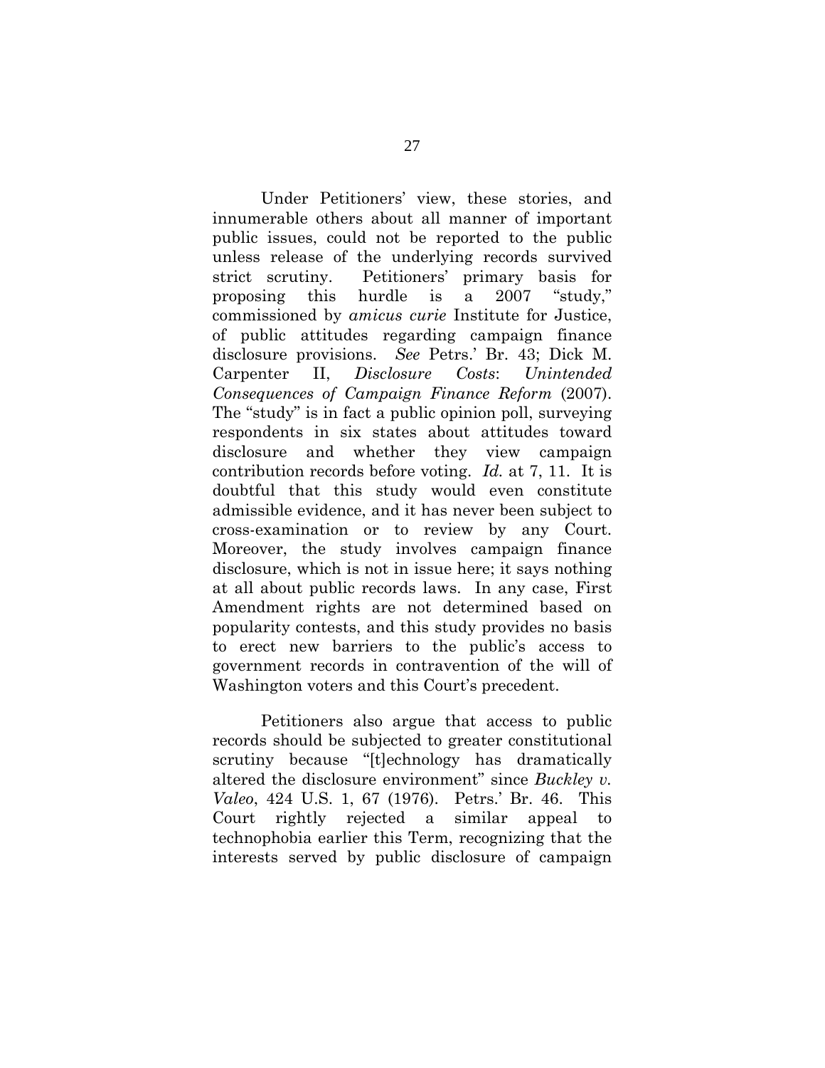Under Petitioners' view, these stories, and innumerable others about all manner of important public issues, could not be reported to the public unless release of the underlying records survived strict scrutiny. Petitioners' primary basis for proposing this hurdle is a 2007 "study," commissioned by *amicus curie* Institute for Justice, of public attitudes regarding campaign finance disclosure provisions. *See* Petrs.' Br. 43; Dick M. Carpenter II, *Disclosure Costs*: *Unintended Consequences of Campaign Finance Reform* (2007). The "study" is in fact a public opinion poll, surveying respondents in six states about attitudes toward disclosure and whether they view campaign contribution records before voting. *Id.* at 7, 11. It is doubtful that this study would even constitute admissible evidence, and it has never been subject to cross-examination or to review by any Court. Moreover, the study involves campaign finance disclosure, which is not in issue here; it says nothing at all about public records laws. In any case, First Amendment rights are not determined based on popularity contests, and this study provides no basis to erect new barriers to the public's access to government records in contravention of the will of Washington voters and this Court's precedent.

Petitioners also argue that access to public records should be subjected to greater constitutional scrutiny because "[t]echnology has dramatically altered the disclosure environment" since *Buckley v. Valeo*, 424 U.S. 1, 67 (1976). Petrs.' Br. 46. This Court rightly rejected a similar appeal to technophobia earlier this Term, recognizing that the interests served by public disclosure of campaign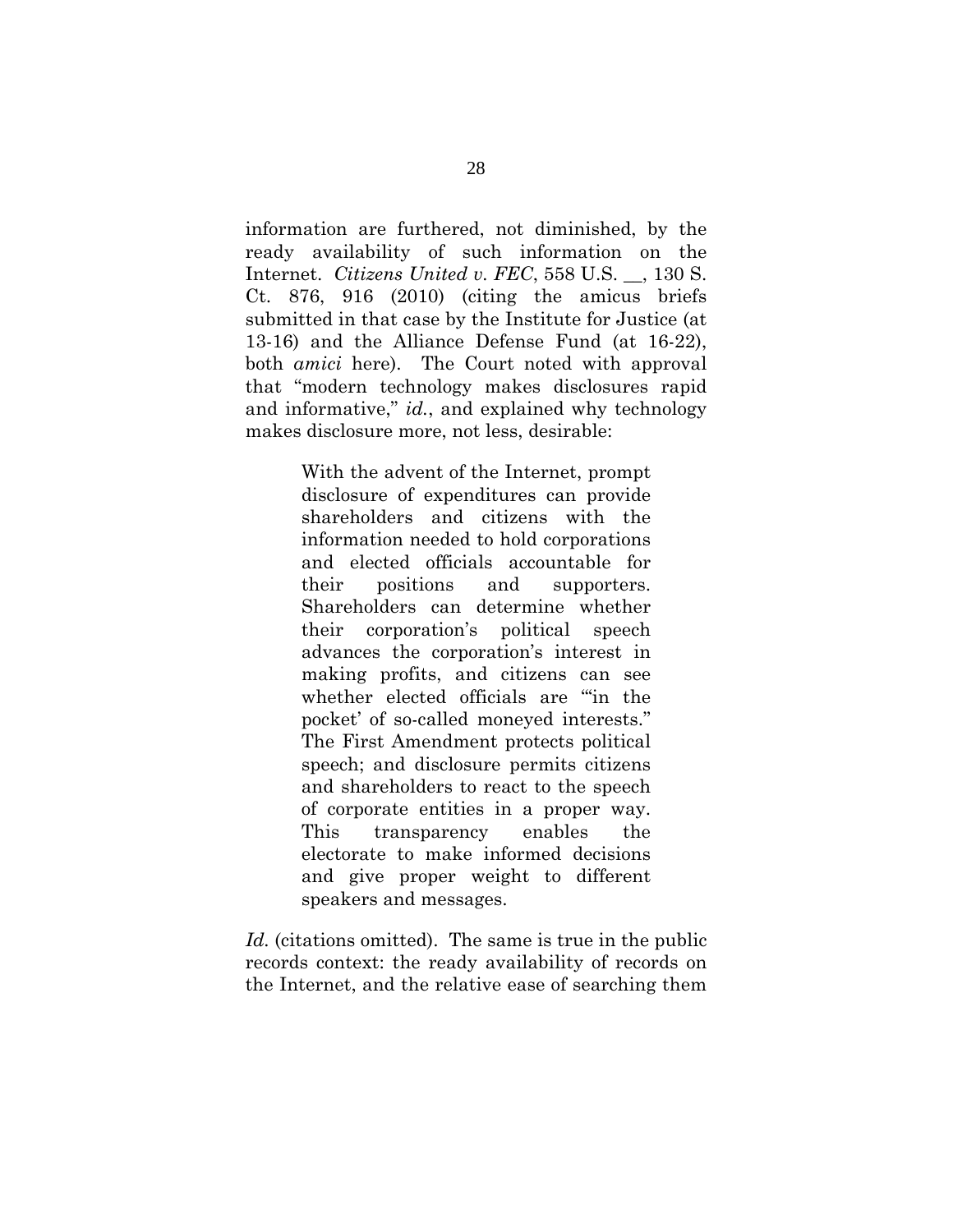information are furthered, not diminished, by the ready availability of such information on the Internet. *Citizens United v. FEC*, 558 U.S. __, 130 S. Ct. 876, 916 (2010) (citing the amicus briefs submitted in that case by the Institute for Justice (at 13-16) and the Alliance Defense Fund (at 16-22), both *amici* here). The Court noted with approval that "modern technology makes disclosures rapid and informative," *id.*, and explained why technology makes disclosure more, not less, desirable:

> With the advent of the Internet, prompt disclosure of expenditures can provide shareholders and citizens with the information needed to hold corporations and elected officials accountable for their positions and supporters. Shareholders can determine whether their corporation's political speech advances the corporation's interest in making profits, and citizens can see whether elected officials are "'in the pocket' of so-called moneyed interests." The First Amendment protects political speech; and disclosure permits citizens and shareholders to react to the speech of corporate entities in a proper way. This transparency enables the electorate to make informed decisions and give proper weight to different speakers and messages.

*Id.* (citations omitted). The same is true in the public records context: the ready availability of records on the Internet, and the relative ease of searching them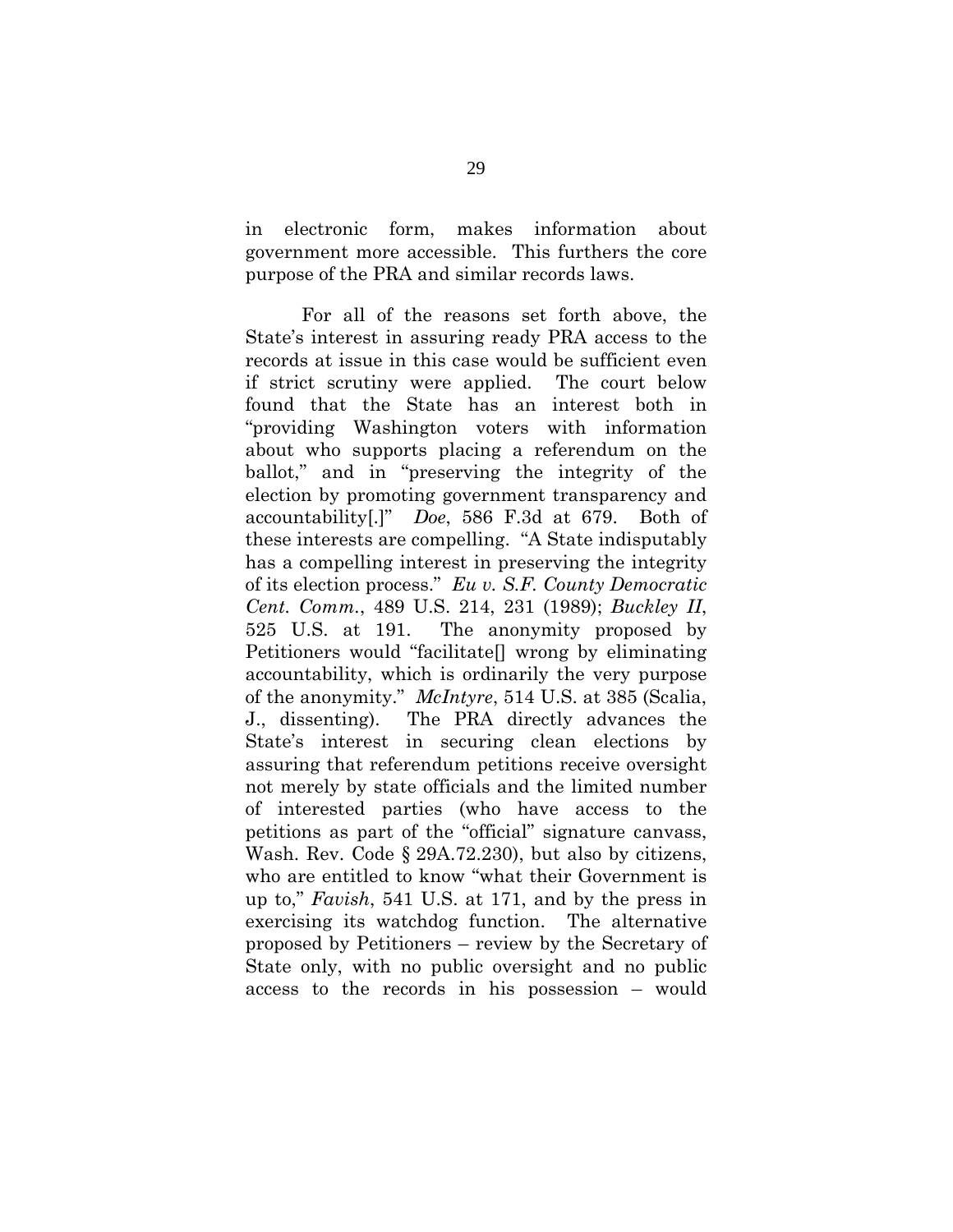in electronic form, makes information about government more accessible. This furthers the core purpose of the PRA and similar records laws.

For all of the reasons set forth above, the State's interest in assuring ready PRA access to the records at issue in this case would be sufficient even if strict scrutiny were applied. The court below found that the State has an interest both in "providing Washington voters with information about who supports placing a referendum on the ballot," and in "preserving the integrity of the election by promoting government transparency and accountability[.]" *Doe*, 586 F.3d at 679. Both of these interests are compelling. "A State indisputably has a compelling interest in preserving the integrity of its election process." *Eu v. S.F. County Democratic Cent. Comm.*, 489 U.S. 214, 231 (1989); *Buckley II*, 525 U.S. at 191. The anonymity proposed by Petitioners would "facilitate[] wrong by eliminating accountability, which is ordinarily the very purpose of the anonymity." *McIntyre*, 514 U.S. at 385 (Scalia, J., dissenting). The PRA directly advances the State's interest in securing clean elections by assuring that referendum petitions receive oversight not merely by state officials and the limited number of interested parties (who have access to the petitions as part of the "official" signature canvass, Wash. Rev. Code § 29A.72.230), but also by citizens, who are entitled to know "what their Government is up to," *Favish*, 541 U.S. at 171, and by the press in exercising its watchdog function. The alternative proposed by Petitioners – review by the Secretary of State only, with no public oversight and no public access to the records in his possession – would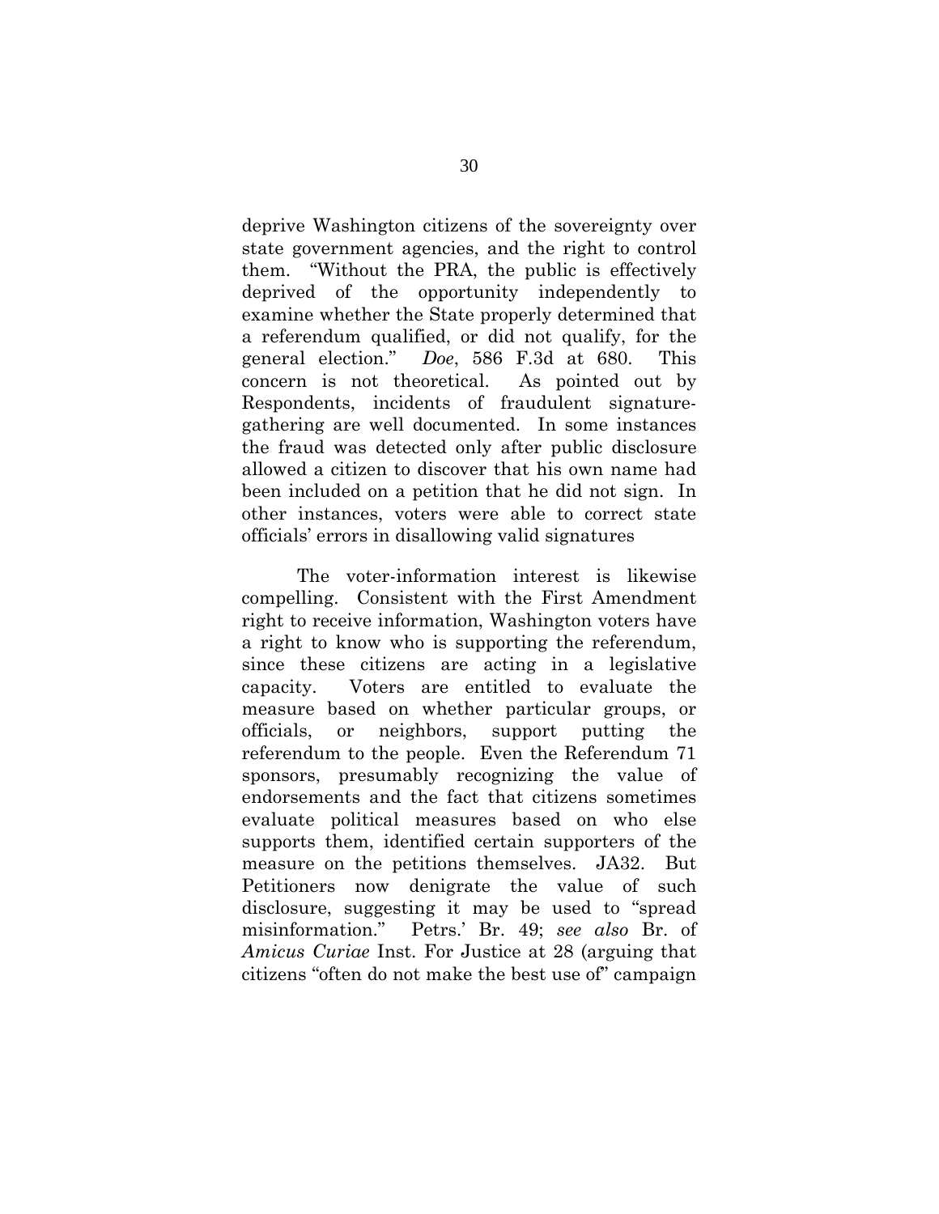deprive Washington citizens of the sovereignty over state government agencies, and the right to control them. "Without the PRA, the public is effectively deprived of the opportunity independently to examine whether the State properly determined that a referendum qualified, or did not qualify, for the general election." *Doe*, 586 F.3d at 680. This concern is not theoretical. As pointed out by Respondents, incidents of fraudulent signature-gathering are well documented. In some instances the fraud was detected only after public disclosure allowed a citizen to discover that his own name had been included on a petition that he did not sign. In other instances, voters were able to correct state officials' errors in disallowing valid signatures

The voter-information interest is likewise compelling. Consistent with the First Amendment right to receive information, Washington voters have a right to know who is supporting the referendum, since these citizens are acting in a legislative capacity. Voters are entitled to evaluate the measure based on whether particular groups, or officials, or neighbors, support putting the referendum to the people. Even the Referendum 71 sponsors, presumably recognizing the value of endorsements and the fact that citizens sometimes evaluate political measures based on who else supports them, identified certain supporters of the measure on the petitions themselves. JA32. But Petitioners now denigrate the value of such disclosure, suggesting it may be used to "spread misinformation." Petrs.' Br. 49; *see also* Br. of *Amicus Curiae* Inst. For Justice at 28 (arguing that citizens "often do not make the best use of" campaign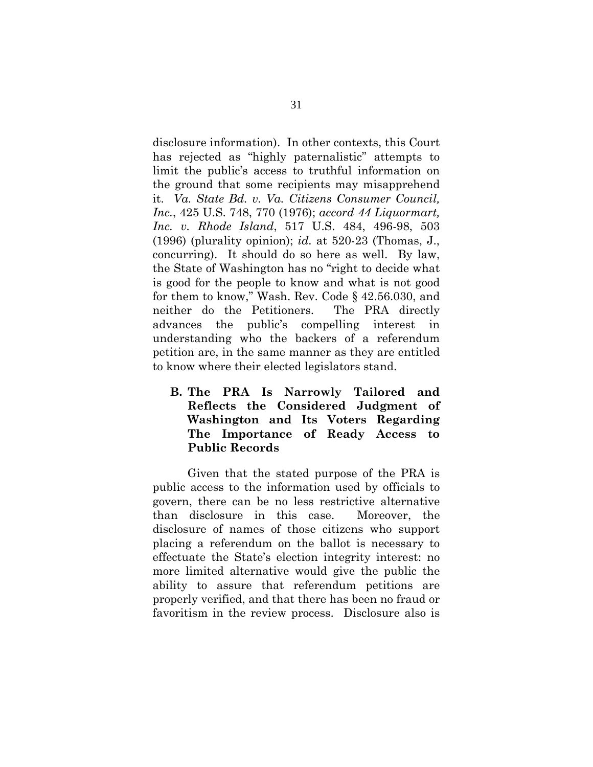disclosure information). In other contexts, this Court has rejected as "highly paternalistic" attempts to limit the public's access to truthful information on the ground that some recipients may misapprehend it. *Va. State Bd. v. Va. Citizens Consumer Council, Inc.*, 425 U.S. 748, 770 (1976); *accord 44 Liquormart, Inc. v. Rhode Island*, 517 U.S. 484, 496-98, 503 (1996) (plurality opinion); *id.* at 520-23 (Thomas, J., concurring). It should do so here as well. By law, the State of Washington has no "right to decide what is good for the people to know and what is not good for them to know," Wash. Rev. Code § 42.56.030, and neither do the Petitioners. The PRA directly advances the public's compelling interest in understanding who the backers of a referendum petition are, in the same manner as they are entitled to know where their elected legislators stand.

### B. The PRA Is Narrowly Tailored and Reflects the Considered Judgment of Washington and Its Voters Regarding The Importance of Ready Access to Public Records

Given that the stated purpose of the PRA is public access to the information used by officials to govern, there can be no less restrictive alternative than disclosure in this case. Moreover, the disclosure of names of those citizens who support placing a referendum on the ballot is necessary to effectuate the State's election integrity interest: no more limited alternative would give the public the ability to assure that referendum petitions are properly verified, and that there has been no fraud or favoritism in the review process. Disclosure also is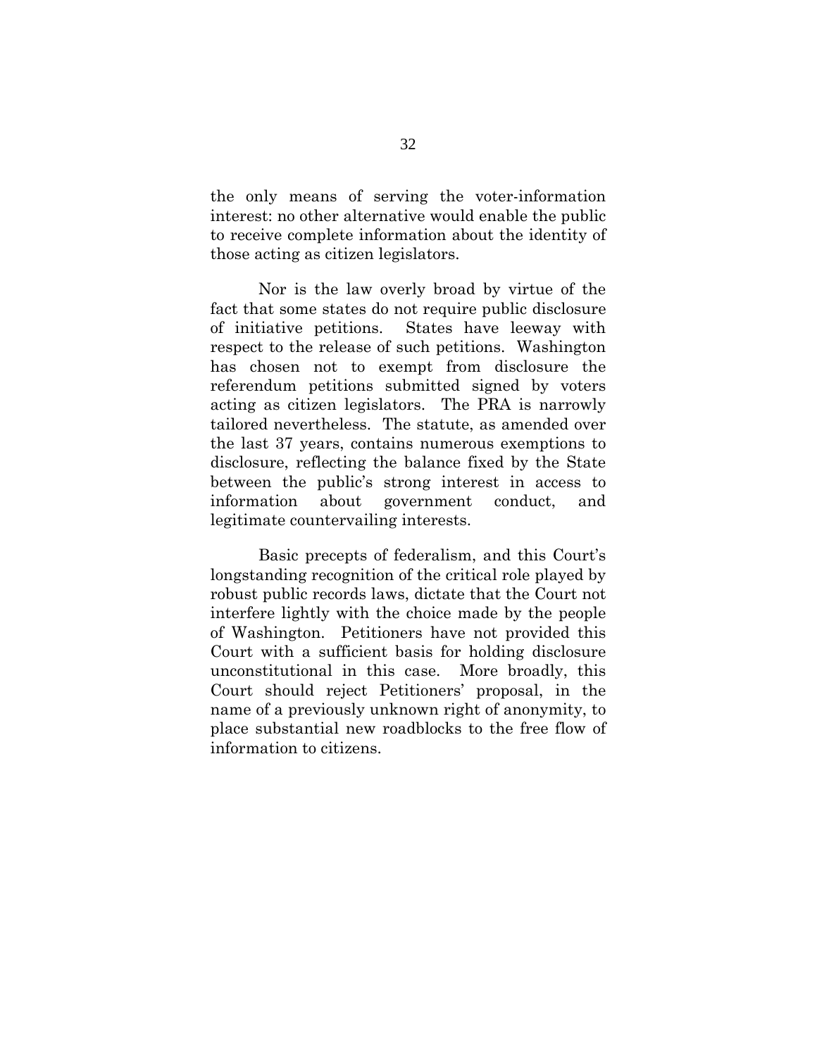the only means of serving the voter-information interest: no other alternative would enable the public to receive complete information about the identity of those acting as citizen legislators.

Nor is the law overly broad by virtue of the fact that some states do not require public disclosure of initiative petitions. States have leeway with respect to the release of such petitions. Washington has chosen not to exempt from disclosure the referendum petitions submitted signed by voters acting as citizen legislators. The PRA is narrowly tailored nevertheless. The statute, as amended over the last 37 years, contains numerous exemptions to disclosure, reflecting the balance fixed by the State between the public's strong interest in access to information about government conduct, and legitimate countervailing interests.

Basic precepts of federalism, and this Court's longstanding recognition of the critical role played by robust public records laws, dictate that the Court not interfere lightly with the choice made by the people of Washington. Petitioners have not provided this Court with a sufficient basis for holding disclosure unconstitutional in this case. More broadly, this Court should reject Petitioners' proposal, in the name of a previously unknown right of anonymity, to place substantial new roadblocks to the free flow of information to citizens.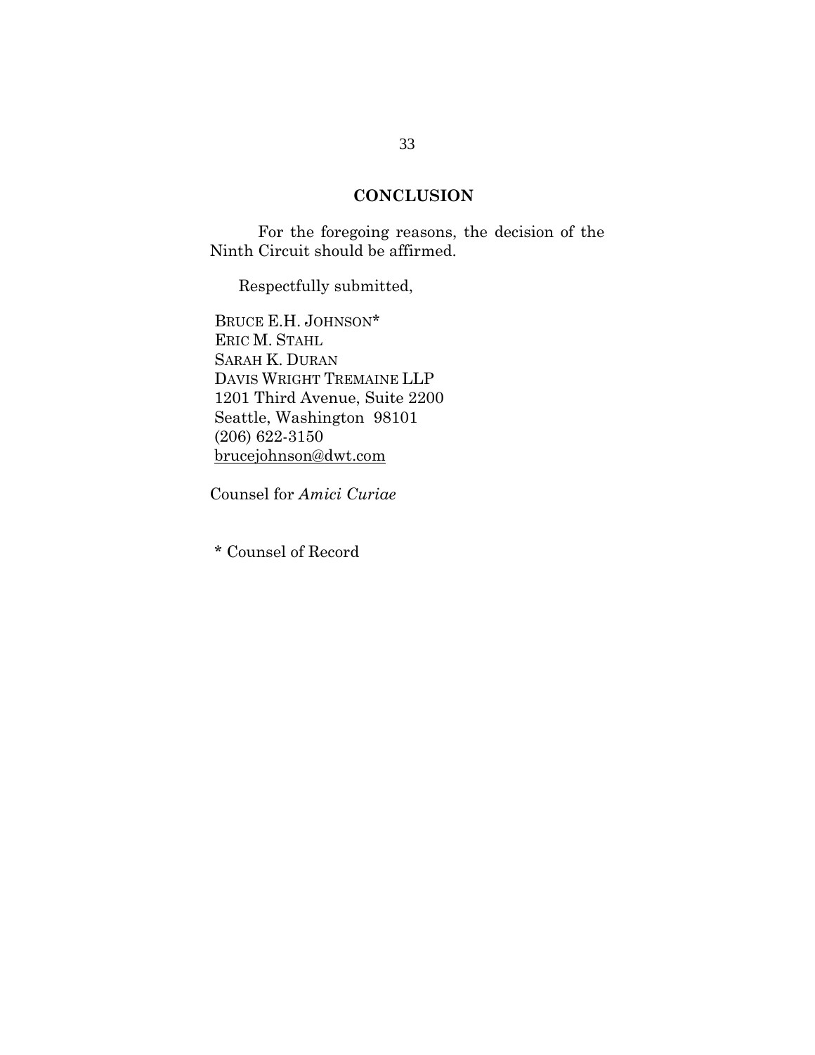## CONCLUSION

For the foregoing reasons, the decision of the Ninth Circuit should be affirmed.

Respectfully submitted,

BRUCE E.H. JOHNSON*
ERIC M. STAHL
SARAH K. DURAN
DAVIS WRIGHT TREMAINE LLP
1201 Third Avenue, Suite 2200
Seattle, Washington 98101
(206) 622-3150
brucejohnson@dwt.com

Counsel for *Amici Curiae*

\* Counsel of Record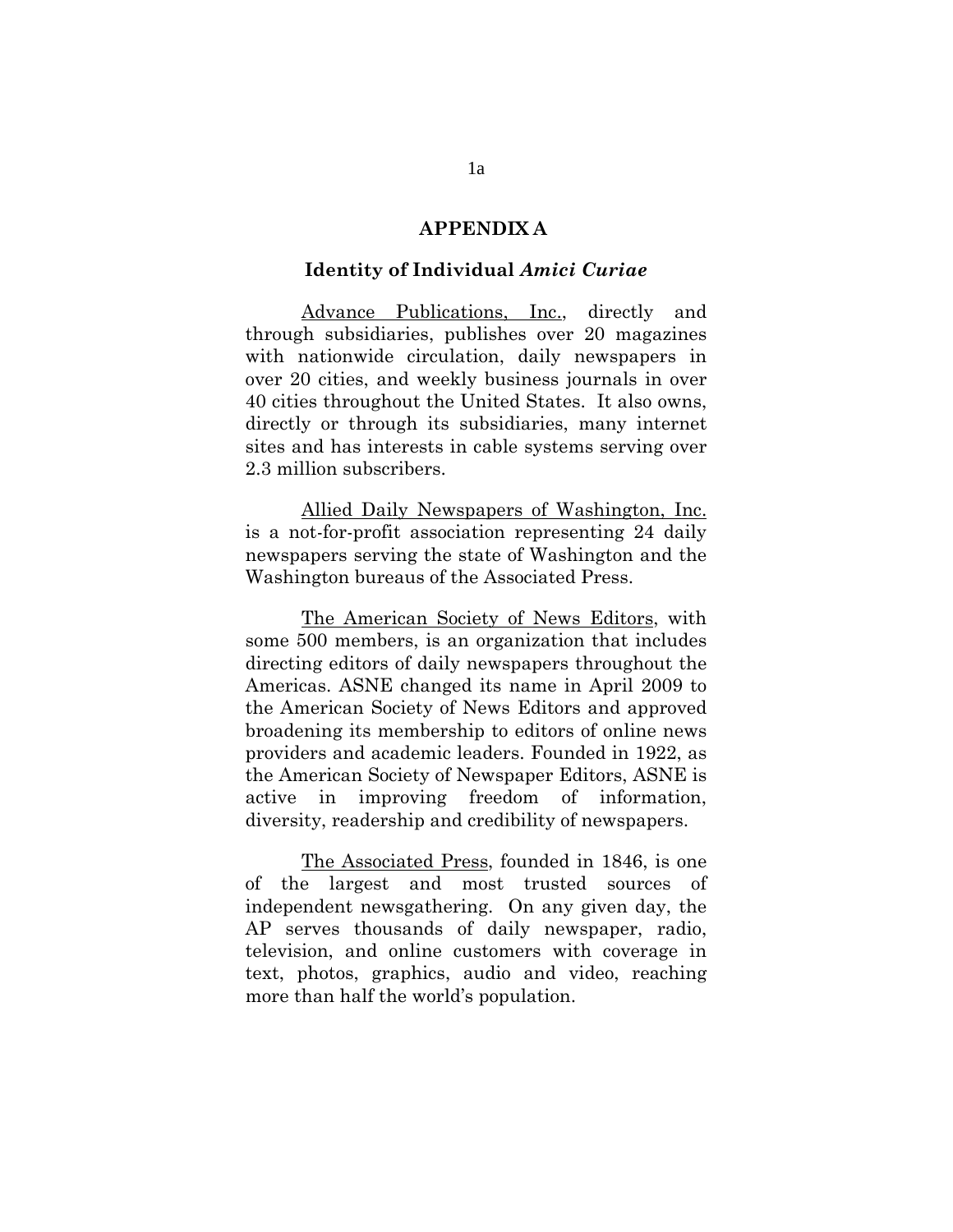# APPENDIX A

## Identity of Individual *Amici Curiae*

Advance Publications, Inc., directly and through subsidiaries, publishes over 20 magazines with nationwide circulation, daily newspapers in over 20 cities, and weekly business journals in over 40 cities throughout the United States. It also owns, directly or through its subsidiaries, many internet sites and has interests in cable systems serving over 2.3 million subscribers.

Allied Daily Newspapers of Washington, Inc. is a not-for-profit association representing 24 daily newspapers serving the state of Washington and the Washington bureaus of the Associated Press.

The American Society of News Editors, with some 500 members, is an organization that includes directing editors of daily newspapers throughout the Americas. ASNE changed its name in April 2009 to the American Society of News Editors and approved broadening its membership to editors of online news providers and academic leaders. Founded in 1922, as the American Society of Newspaper Editors, ASNE is active in improving freedom of information, diversity, readership and credibility of newspapers.

The Associated Press, founded in 1846, is one of the largest and most trusted sources of independent newsgathering. On any given day, the AP serves thousands of daily newspaper, radio, television, and online customers with coverage in text, photos, graphics, audio and video, reaching more than half the world's population.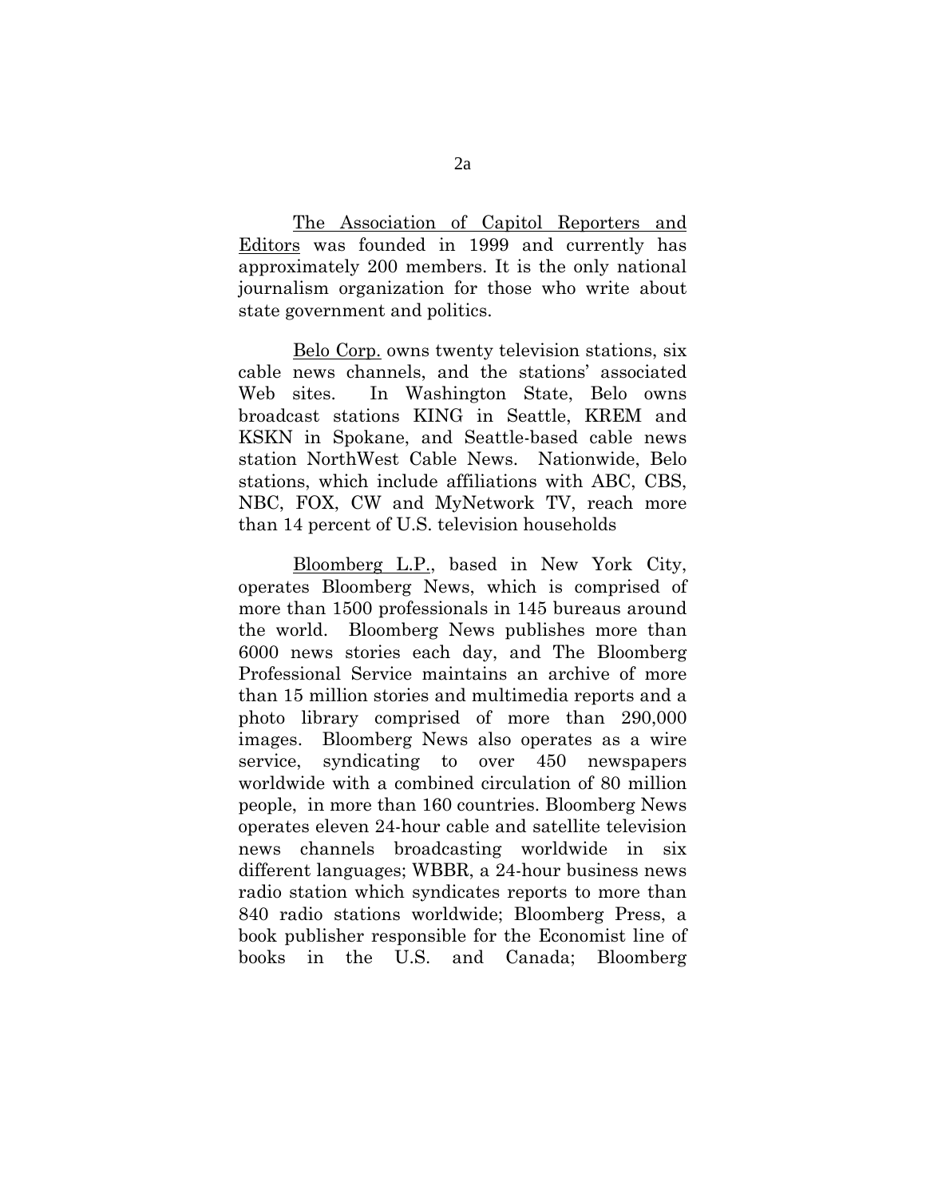<u>The Association of Capitol Reporters and Editors</u> was founded in 1999 and currently has approximately 200 members. It is the only national journalism organization for those who write about state government and politics.

<u>Belo Corp.</u> owns twenty television stations, six cable news channels, and the stations' associated Web sites. In Washington State, Belo owns broadcast stations KING in Seattle, KREM and KSKN in Spokane, and Seattle-based cable news station NorthWest Cable News. Nationwide, Belo stations, which include affiliations with ABC, CBS, NBC, FOX, CW and MyNetwork TV, reach more than 14 percent of U.S. television households

<u>Bloomberg L.P.</u>, based in New York City, operates Bloomberg News, which is comprised of more than 1500 professionals in 145 bureaus around the world. Bloomberg News publishes more than 6000 news stories each day, and The Bloomberg Professional Service maintains an archive of more than 15 million stories and multimedia reports and a photo library comprised of more than 290,000 images. Bloomberg News also operates as a wire service, syndicating to over 450 newspapers worldwide with a combined circulation of 80 million people, in more than 160 countries. Bloomberg News operates eleven 24-hour cable and satellite television news channels broadcasting worldwide in six different languages; WBBR, a 24-hour business news radio station which syndicates reports to more than 840 radio stations worldwide; Bloomberg Press, a book publisher responsible for the Economist line of books in the U.S. and Canada; Bloomberg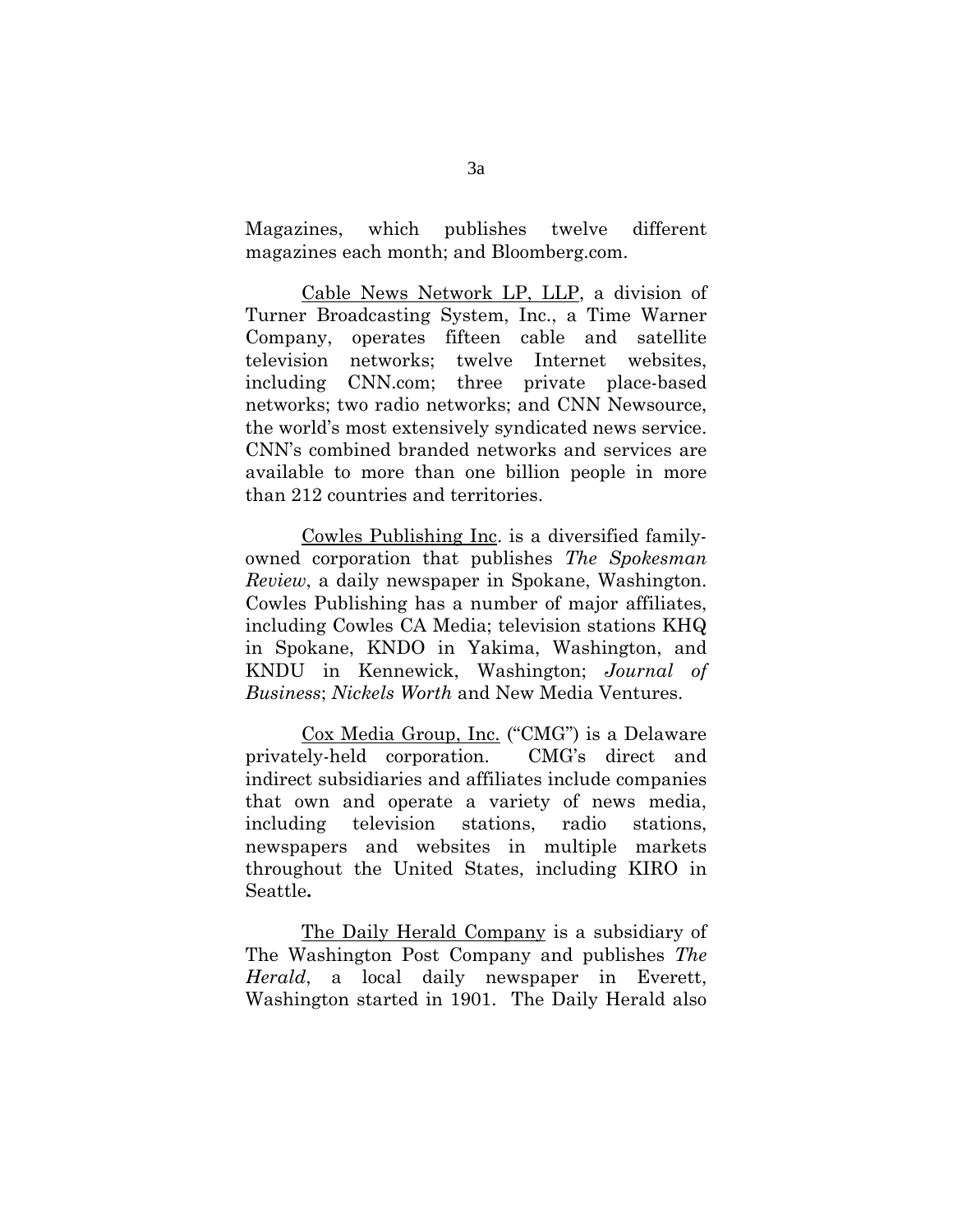Magazines, which publishes twelve different magazines each month; and Bloomberg.com.

<u>Cable News Network LP, LLP</u>, a division of Turner Broadcasting System, Inc., a Time Warner Company, operates fifteen cable and satellite television networks; twelve Internet websites, including CNN.com; three private place-based networks; two radio networks; and CNN Newsource, the world's most extensively syndicated news service. CNN's combined branded networks and services are available to more than one billion people in more than 212 countries and territories.

<u>Cowles Publishing Inc</u>. is a diversified family-owned corporation that publishes *The Spokesman Review*, a daily newspaper in Spokane, Washington. Cowles Publishing has a number of major affiliates, including Cowles CA Media; television stations KHQ in Spokane, KNDO in Yakima, Washington, and KNDU in Kennewick, Washington; *Journal of Business*; *Nickels Worth* and New Media Ventures.

<u>Cox Media Group, Inc.</u> ("CMG") is a Delaware privately-held corporation. CMG's direct and indirect subsidiaries and affiliates include companies that own and operate a variety of news media, including television stations, radio stations, newspapers and websites in multiple markets throughout the United States, including KIRO in Seattle**.**

<u>The Daily Herald Company</u> is a subsidiary of The Washington Post Company and publishes *The Herald*, a local daily newspaper in Everett, Washington started in 1901. The Daily Herald also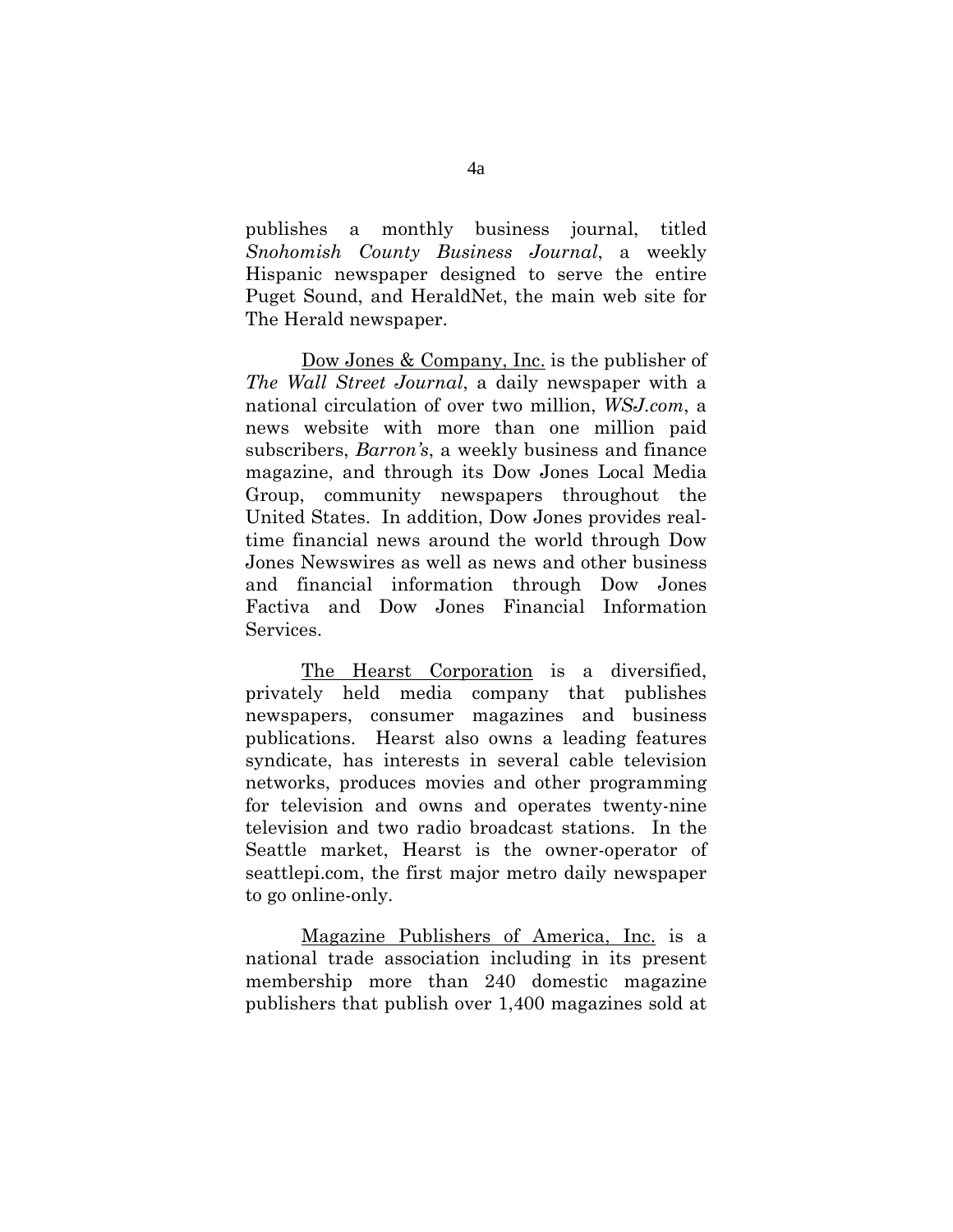publishes a monthly business journal, titled *Snohomish County Business Journal*, a weekly Hispanic newspaper designed to serve the entire Puget Sound, and HeraldNet, the main web site for The Herald newspaper.

<u>Dow Jones & Company, Inc.</u> is the publisher of *The Wall Street Journal*, a daily newspaper with a national circulation of over two million, *WSJ.com*, a news website with more than one million paid subscribers, *Barron's*, a weekly business and finance magazine, and through its Dow Jones Local Media Group, community newspapers throughout the United States. In addition, Dow Jones provides real-time financial news around the world through Dow Jones Newswires as well as news and other business and financial information through Dow Jones Factiva and Dow Jones Financial Information Services.

<u>The Hearst Corporation</u> is a diversified, privately held media company that publishes newspapers, consumer magazines and business publications. Hearst also owns a leading features syndicate, has interests in several cable television networks, produces movies and other programming for television and owns and operates twenty-nine television and two radio broadcast stations. In the Seattle market, Hearst is the owner-operator of seattlepi.com, the first major metro daily newspaper to go online-only.

<u>Magazine Publishers of America, Inc.</u> is a national trade association including in its present membership more than 240 domestic magazine publishers that publish over 1,400 magazines sold at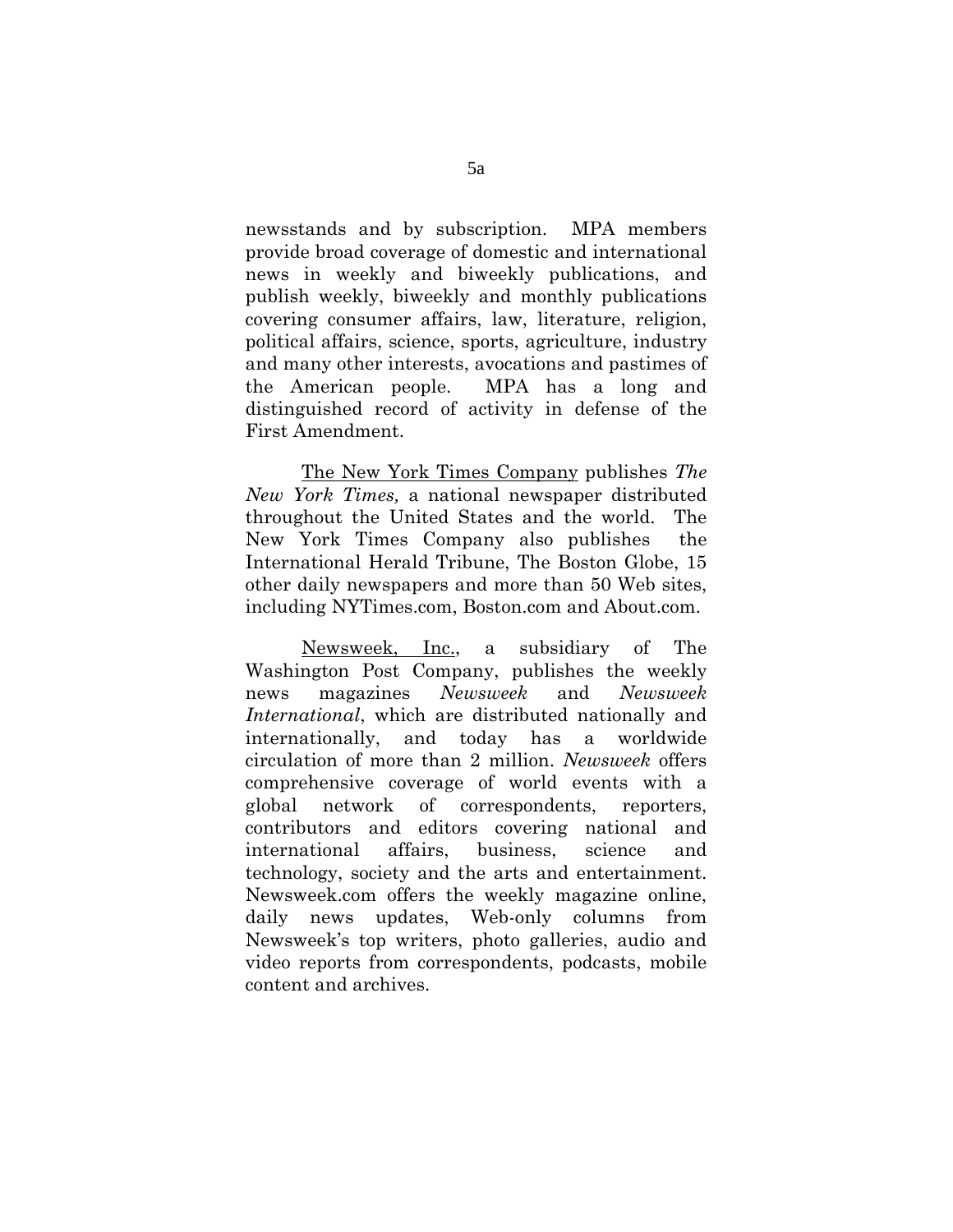newsstands and by subscription. MPA members provide broad coverage of domestic and international news in weekly and biweekly publications, and publish weekly, biweekly and monthly publications covering consumer affairs, law, literature, religion, political affairs, science, sports, agriculture, industry and many other interests, avocations and pastimes of the American people. MPA has a long and distinguished record of activity in defense of the First Amendment.

The New York Times Company publishes *The New York Times,* a national newspaper distributed throughout the United States and the world. The New York Times Company also publishes the International Herald Tribune, The Boston Globe, 15 other daily newspapers and more than 50 Web sites, including NYTimes.com, Boston.com and About.com.

Newsweek, Inc., a subsidiary of The Washington Post Company, publishes the weekly news magazines *Newsweek* and *Newsweek International*, which are distributed nationally and internationally, and today has a worldwide circulation of more than 2 million. *Newsweek* offers comprehensive coverage of world events with a global network of correspondents, reporters, contributors and editors covering national and international affairs, business, science and technology, society and the arts and entertainment. Newsweek.com offers the weekly magazine online, daily news updates, Web-only columns from Newsweek's top writers, photo galleries, audio and video reports from correspondents, podcasts, mobile content and archives.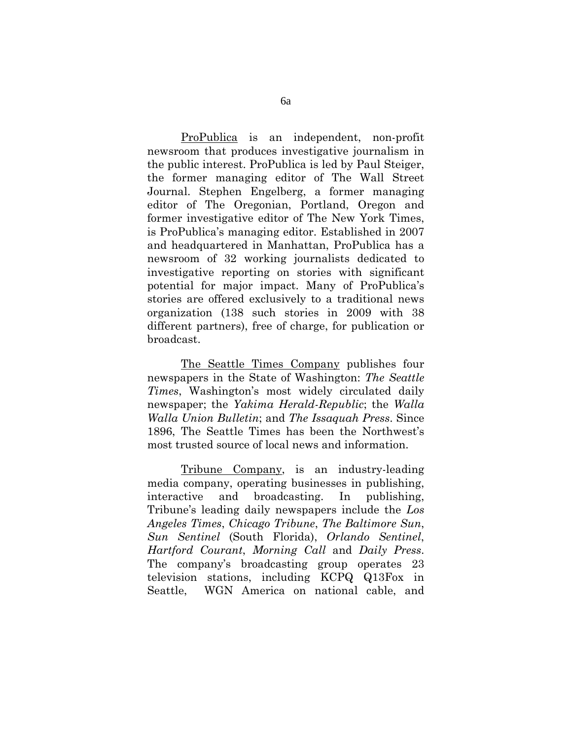<u>ProPublica</u> is an independent, non-profit newsroom that produces investigative journalism in the public interest. ProPublica is led by Paul Steiger, the former managing editor of The Wall Street Journal. Stephen Engelberg, a former managing editor of The Oregonian, Portland, Oregon and former investigative editor of The New York Times, is ProPublica's managing editor. Established in 2007 and headquartered in Manhattan, ProPublica has a newsroom of 32 working journalists dedicated to investigative reporting on stories with significant potential for major impact. Many of ProPublica's stories are offered exclusively to a traditional news organization (138 such stories in 2009 with 38 different partners), free of charge, for publication or broadcast.

<u>The Seattle Times Company</u> publishes four newspapers in the State of Washington: *The Seattle Times*, Washington's most widely circulated daily newspaper; the *Yakima Herald-Republic*; the *Walla Walla Union Bulletin*; and *The Issaquah Press*. Since 1896, The Seattle Times has been the Northwest's most trusted source of local news and information.

<u>Tribune Company</u>, is an industry-leading media company, operating businesses in publishing, interactive and broadcasting. In publishing, Tribune's leading daily newspapers include the *Los Angeles Times*, *Chicago Tribune*, *The Baltimore Sun*, *Sun Sentinel* (South Florida), *Orlando Sentinel*, *Hartford Courant*, *Morning Call* and *Daily Press*. The company's broadcasting group operates 23 television stations, including KCPQ Q13Fox in Seattle, WGN America on national cable, and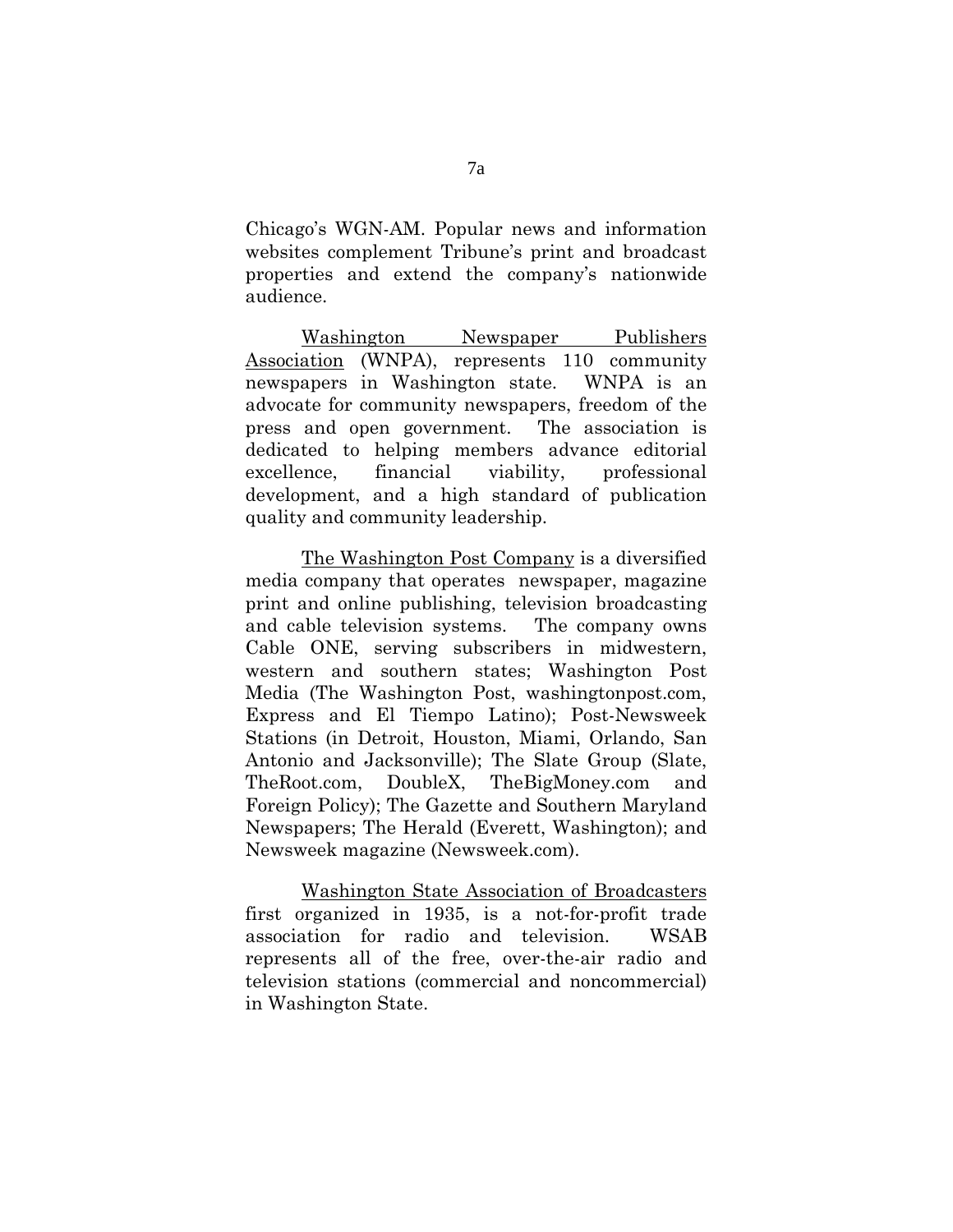Chicago's WGN-AM. Popular news and information websites complement Tribune's print and broadcast properties and extend the company's nationwide audience.

Washington Newspaper Publishers Association (WNPA), represents 110 community newspapers in Washington state. WNPA is an advocate for community newspapers, freedom of the press and open government. The association is dedicated to helping members advance editorial excellence, financial viability, professional development, and a high standard of publication quality and community leadership.

The Washington Post Company is a diversified media company that operates newspaper, magazine print and online publishing, television broadcasting and cable television systems. The company owns Cable ONE, serving subscribers in midwestern, western and southern states; Washington Post Media (The Washington Post, washingtonpost.com, Express and El Tiempo Latino); Post-Newsweek Stations (in Detroit, Houston, Miami, Orlando, San Antonio and Jacksonville); The Slate Group (Slate, TheRoot.com, DoubleX, TheBigMoney.com and Foreign Policy); The Gazette and Southern Maryland Newspapers; The Herald (Everett, Washington); and Newsweek magazine (Newsweek.com).

Washington State Association of Broadcasters first organized in 1935, is a not-for-profit trade association for radio and television. WSAB represents all of the free, over-the-air radio and television stations (commercial and noncommercial) in Washington State.